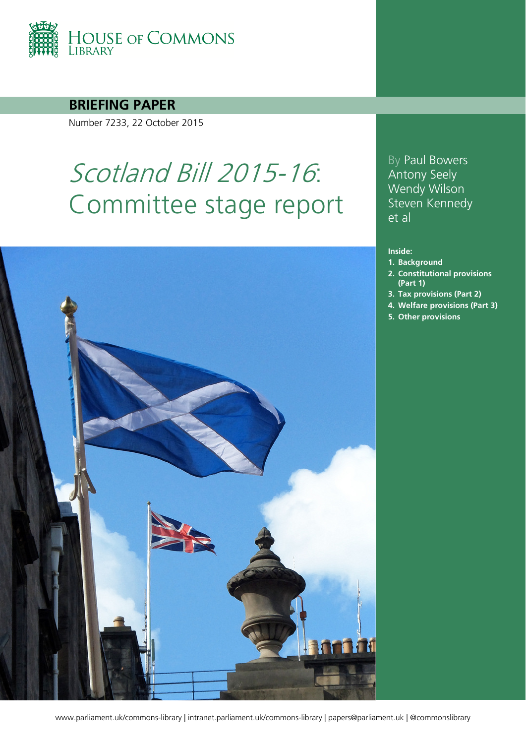HOUSE OF COMMONS LIBRARY

**BRIEFING PAPER**

Number 7233, 22 October 2015

# *Scotland Bill 2015-16*: Committee stage report

By Paul Bowers
Antony Seely
Wendy Wilson
Steven Kennedy
et al

**Inside:**

1. **Background**
2. **Constitutional provisions (Part 1)**
3. **Tax provisions (Part 2)**
4. **Welfare provisions (Part 3)**
5. **Other provisions**

www.parliament.uk/commons-library | intranet.parliament.uk/commons-library | papers@parliament.uk | @commonslibrary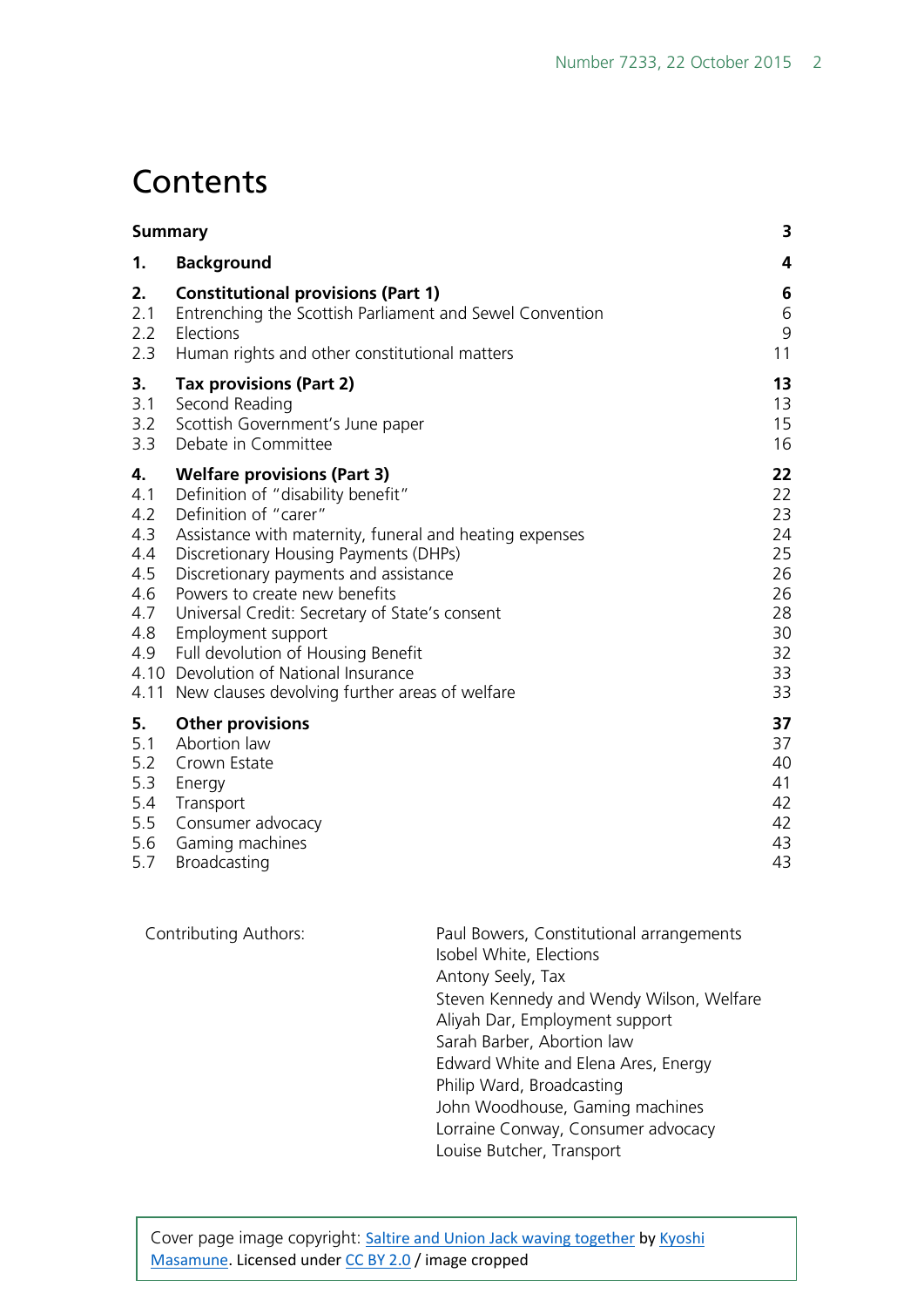# Contents

| | | |
|---|---|---|
| **Summary** | | **3** |
| **1.** | **Background** | **4** |
| **2.** | **Constitutional provisions (Part 1)** | **6** |
| 2.1 | Entrenching the Scottish Parliament and Sewel Convention | 6 |
| 2.2 | Elections | 9 |
| 2.3 | Human rights and other constitutional matters | 11 |
| **3.** | **Tax provisions (Part 2)** | **13** |
| 3.1 | Second Reading | 13 |
| 3.2 | Scottish Government's June paper | 15 |
| 3.3 | Debate in Committee | 16 |
| **4.** | **Welfare provisions (Part 3)** | **22** |
| 4.1 | Definition of "disability benefit" | 22 |
| 4.2 | Definition of "carer" | 23 |
| 4.3 | Assistance with maternity, funeral and heating expenses | 24 |
| 4.4 | Discretionary Housing Payments (DHPs) | 25 |
| 4.5 | Discretionary payments and assistance | 26 |
| 4.6 | Powers to create new benefits | 26 |
| 4.7 | Universal Credit: Secretary of State's consent | 28 |
| 4.8 | Employment support | 30 |
| 4.9 | Full devolution of Housing Benefit | 32 |
| 4.10 | Devolution of National Insurance | 33 |
| 4.11 | New clauses devolving further areas of welfare | 33 |
| **5.** | **Other provisions** | **37** |
| 5.1 | Abortion law | 37 |
| 5.2 | Crown Estate | 40 |
| 5.3 | Energy | 41 |
| 5.4 | Transport | 42 |
| 5.5 | Consumer advocacy | 42 |
| 5.6 | Gaming machines | 43 |
| 5.7 | Broadcasting | 43 |

Contributing Authors:

Paul Bowers, Constitutional arrangements
Isobel White, Elections
Antony Seely, Tax
Steven Kennedy and Wendy Wilson, Welfare
Aliyah Dar, Employment support
Sarah Barber, Abortion law
Edward White and Elena Ares, Energy
Philip Ward, Broadcasting
John Woodhouse, Gaming machines
Lorraine Conway, Consumer advocacy
Louise Butcher, Transport

Cover page image copyright: Saltire and Union Jack waving together by Kyoshi Masamune. Licensed under CC BY 2.0 / image cropped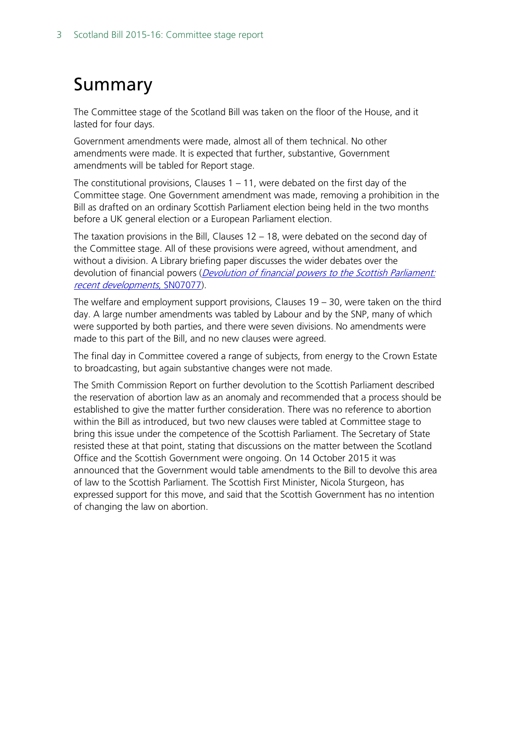# Summary

The Committee stage of the Scotland Bill was taken on the floor of the House, and it lasted for four days.

Government amendments were made, almost all of them technical. No other amendments were made. It is expected that further, substantive, Government amendments will be tabled for Report stage.

The constitutional provisions, Clauses 1 – 11, were debated on the first day of the Committee stage. One Government amendment was made, removing a prohibition in the Bill as drafted on an ordinary Scottish Parliament election being held in the two months before a UK general election or a European Parliament election.

The taxation provisions in the Bill, Clauses 12 – 18, were debated on the second day of the Committee stage. All of these provisions were agreed, without amendment, and without a division. A Library briefing paper discusses the wider debates over the devolution of financial powers (*Devolution of financial powers to the Scottish Parliament: recent developments*, SN07077).

The welfare and employment support provisions, Clauses 19 – 30, were taken on the third day. A large number amendments was tabled by Labour and by the SNP, many of which were supported by both parties, and there were seven divisions. No amendments were made to this part of the Bill, and no new clauses were agreed.

The final day in Committee covered a range of subjects, from energy to the Crown Estate to broadcasting, but again substantive changes were not made.

The Smith Commission Report on further devolution to the Scottish Parliament described the reservation of abortion law as an anomaly and recommended that a process should be established to give the matter further consideration. There was no reference to abortion within the Bill as introduced, but two new clauses were tabled at Committee stage to bring this issue under the competence of the Scottish Parliament. The Secretary of State resisted these at that point, stating that discussions on the matter between the Scotland Office and the Scottish Government were ongoing. On 14 October 2015 it was announced that the Government would table amendments to the Bill to devolve this area of law to the Scottish Parliament. The Scottish First Minister, Nicola Sturgeon, has expressed support for this move, and said that the Scottish Government has no intention of changing the law on abortion.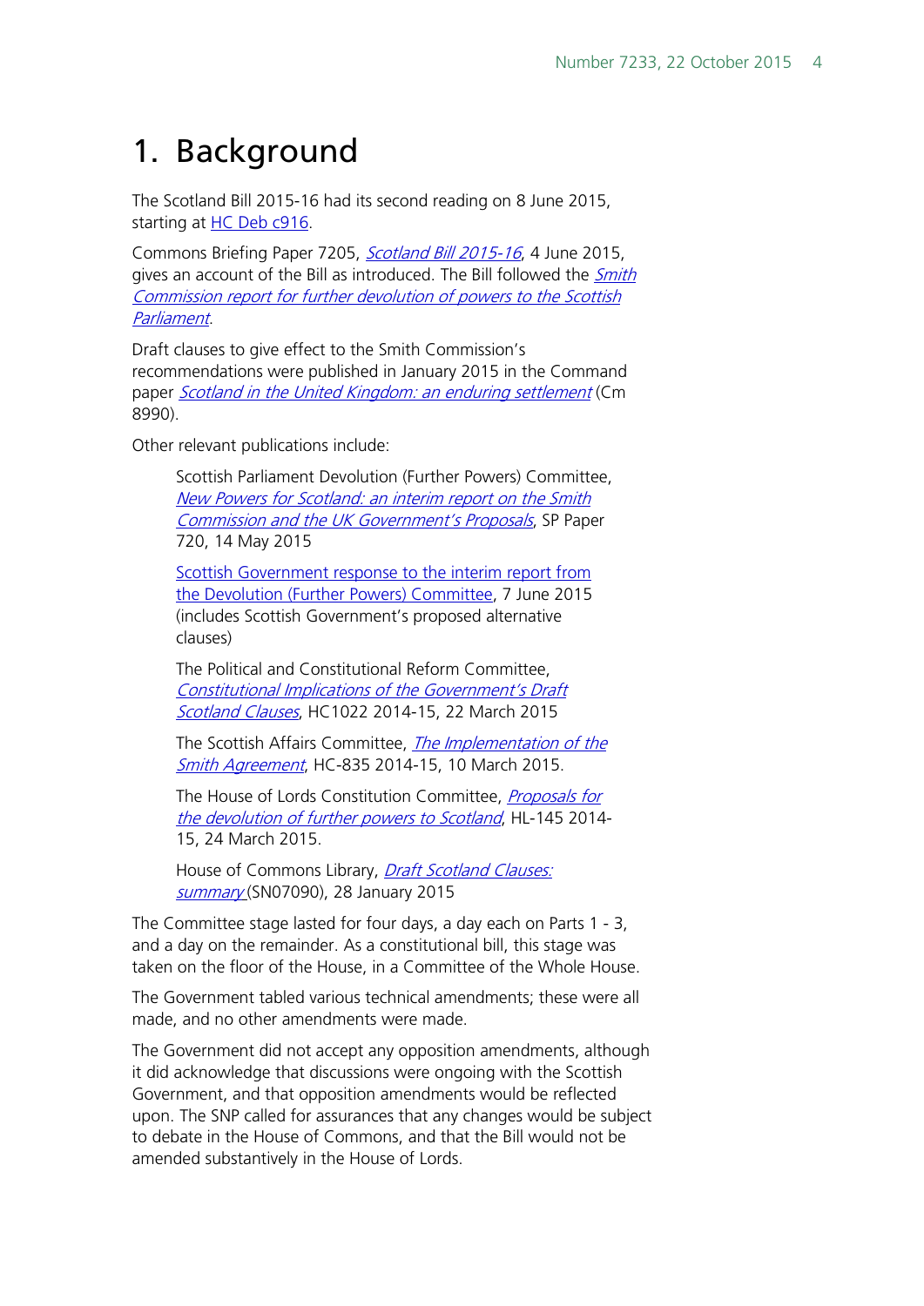# 1. Background

The Scotland Bill 2015-16 had its second reading on 8 June 2015, starting at HC Deb c916.

Commons Briefing Paper 7205, *Scotland Bill 2015-16*, 4 June 2015, gives an account of the Bill as introduced. The Bill followed the *Smith Commission report for further devolution of powers to the Scottish Parliament*.

Draft clauses to give effect to the Smith Commission's recommendations were published in January 2015 in the Command paper *Scotland in the United Kingdom: an enduring settlement* (Cm 8990).

Other relevant publications include:

> Scottish Parliament Devolution (Further Powers) Committee, *New Powers for Scotland: an interim report on the Smith Commission and the UK Government's Proposals*, SP Paper 720, 14 May 2015
>
> Scottish Government response to the interim report from the Devolution (Further Powers) Committee, 7 June 2015 (includes Scottish Government's proposed alternative clauses)
>
> The Political and Constitutional Reform Committee, *Constitutional Implications of the Government's Draft Scotland Clauses*, HC1022 2014-15, 22 March 2015
>
> The Scottish Affairs Committee, *The Implementation of the Smith Agreement*, HC-835 2014-15, 10 March 2015.
>
> The House of Lords Constitution Committee, *Proposals for the devolution of further powers to Scotland*, HL-145 2014-15, 24 March 2015.
>
> House of Commons Library, *Draft Scotland Clauses: summary* (SN07090), 28 January 2015

The Committee stage lasted for four days, a day each on Parts 1 - 3, and a day on the remainder. As a constitutional bill, this stage was taken on the floor of the House, in a Committee of the Whole House.

The Government tabled various technical amendments; these were all made, and no other amendments were made.

The Government did not accept any opposition amendments, although it did acknowledge that discussions were ongoing with the Scottish Government, and that opposition amendments would be reflected upon. The SNP called for assurances that any changes would be subject to debate in the House of Commons, and that the Bill would not be amended substantively in the House of Lords.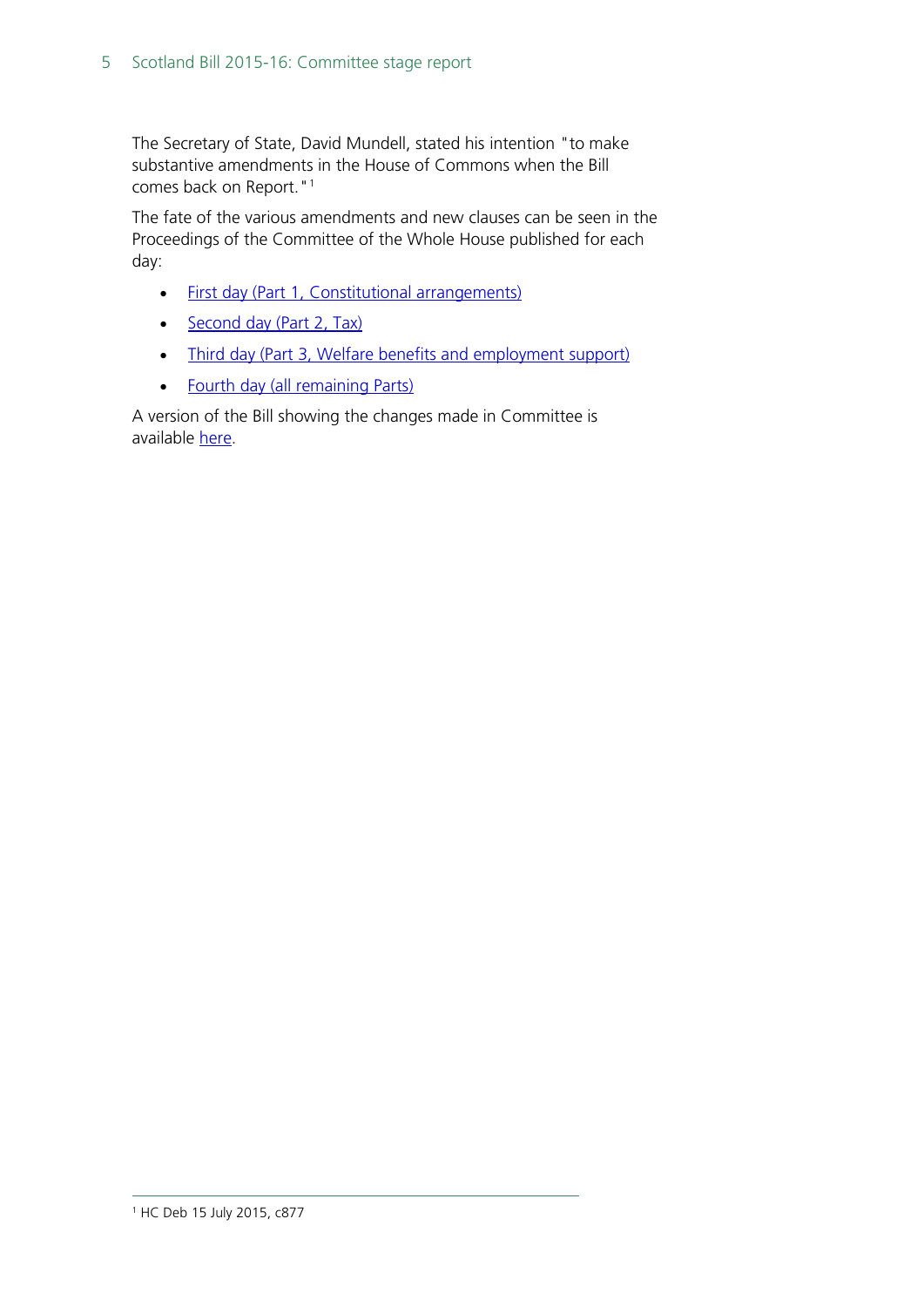The Secretary of State, David Mundell, stated his intention "to make substantive amendments in the House of Commons when the Bill comes back on Report."[1]

The fate of the various amendments and new clauses can be seen in the Proceedings of the Committee of the Whole House published for each day:

- First day (Part 1, Constitutional arrangements)
- Second day (Part 2, Tax)
- Third day (Part 3, Welfare benefits and employment support)
- Fourth day (all remaining Parts)

A version of the Bill showing the changes made in Committee is available here.

[1] HC Deb 15 July 2015, c877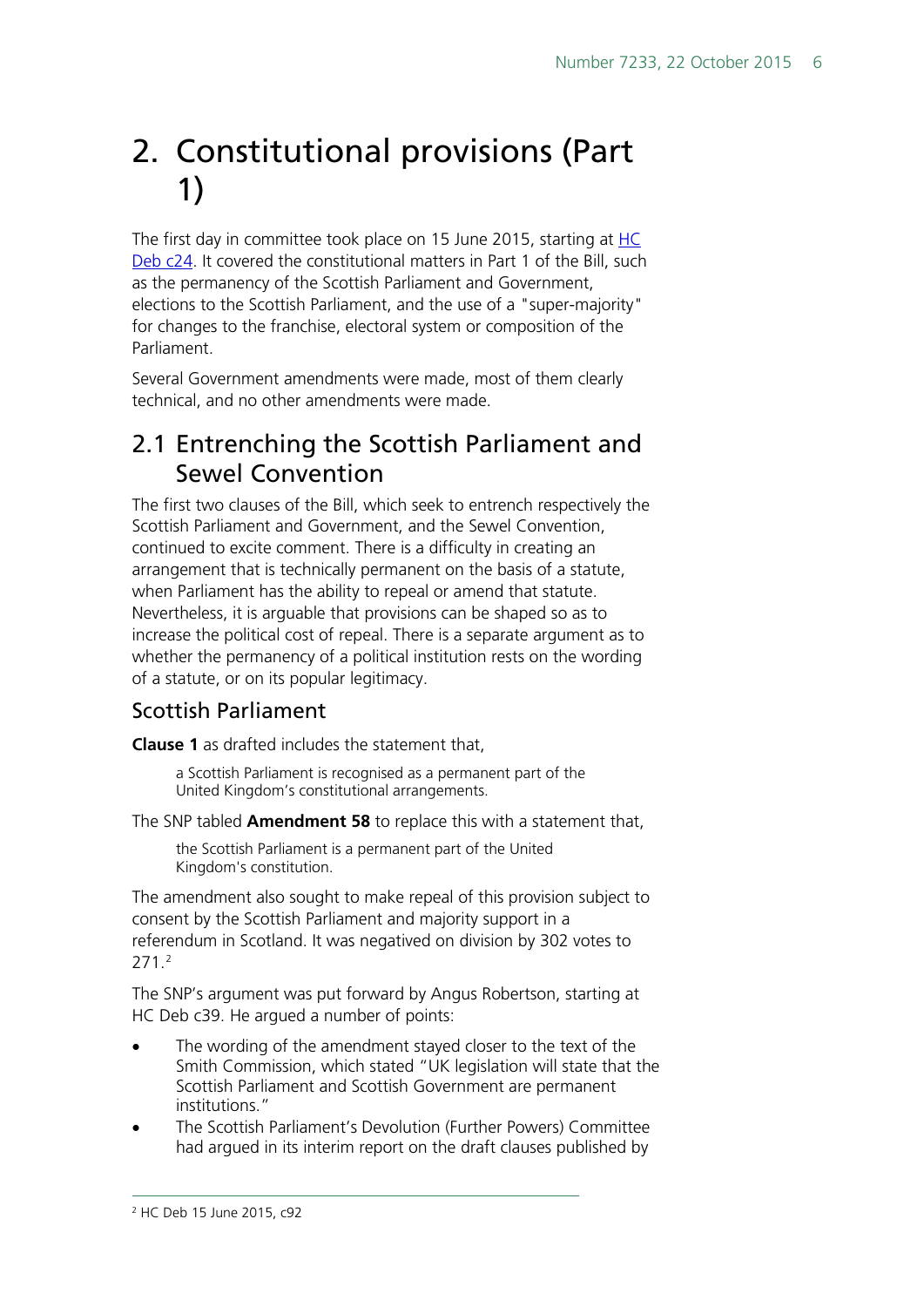# 2. Constitutional provisions (Part 1)

The first day in committee took place on 15 June 2015, starting at [HC Deb c24](). It covered the constitutional matters in Part 1 of the Bill, such as the permanency of the Scottish Parliament and Government, elections to the Scottish Parliament, and the use of a "super-majority" for changes to the franchise, electoral system or composition of the Parliament.

Several Government amendments were made, most of them clearly technical, and no other amendments were made.

## 2.1 Entrenching the Scottish Parliament and Sewel Convention

The first two clauses of the Bill, which seek to entrench respectively the Scottish Parliament and Government, and the Sewel Convention, continued to excite comment. There is a difficulty in creating an arrangement that is technically permanent on the basis of a statute, when Parliament has the ability to repeal or amend that statute. Nevertheless, it is arguable that provisions can be shaped so as to increase the political cost of repeal. There is a separate argument as to whether the permanency of a political institution rests on the wording of a statute, or on its popular legitimacy.

### Scottish Parliament

**Clause 1** as drafted includes the statement that,

> a Scottish Parliament is recognised as a permanent part of the United Kingdom's constitutional arrangements.

The SNP tabled **Amendment 58** to replace this with a statement that,

> the Scottish Parliament is a permanent part of the United Kingdom's constitution.

The amendment also sought to make repeal of this provision subject to consent by the Scottish Parliament and majority support in a referendum in Scotland. It was negatived on division by 302 votes to 271.[2]

The SNP's argument was put forward by Angus Robertson, starting at HC Deb c39. He argued a number of points:

- The wording of the amendment stayed closer to the text of the Smith Commission, which stated "UK legislation will state that the Scottish Parliament and Scottish Government are permanent institutions."
- The Scottish Parliament's Devolution (Further Powers) Committee had argued in its interim report on the draft clauses published by

[2] HC Deb 15 June 2015, c92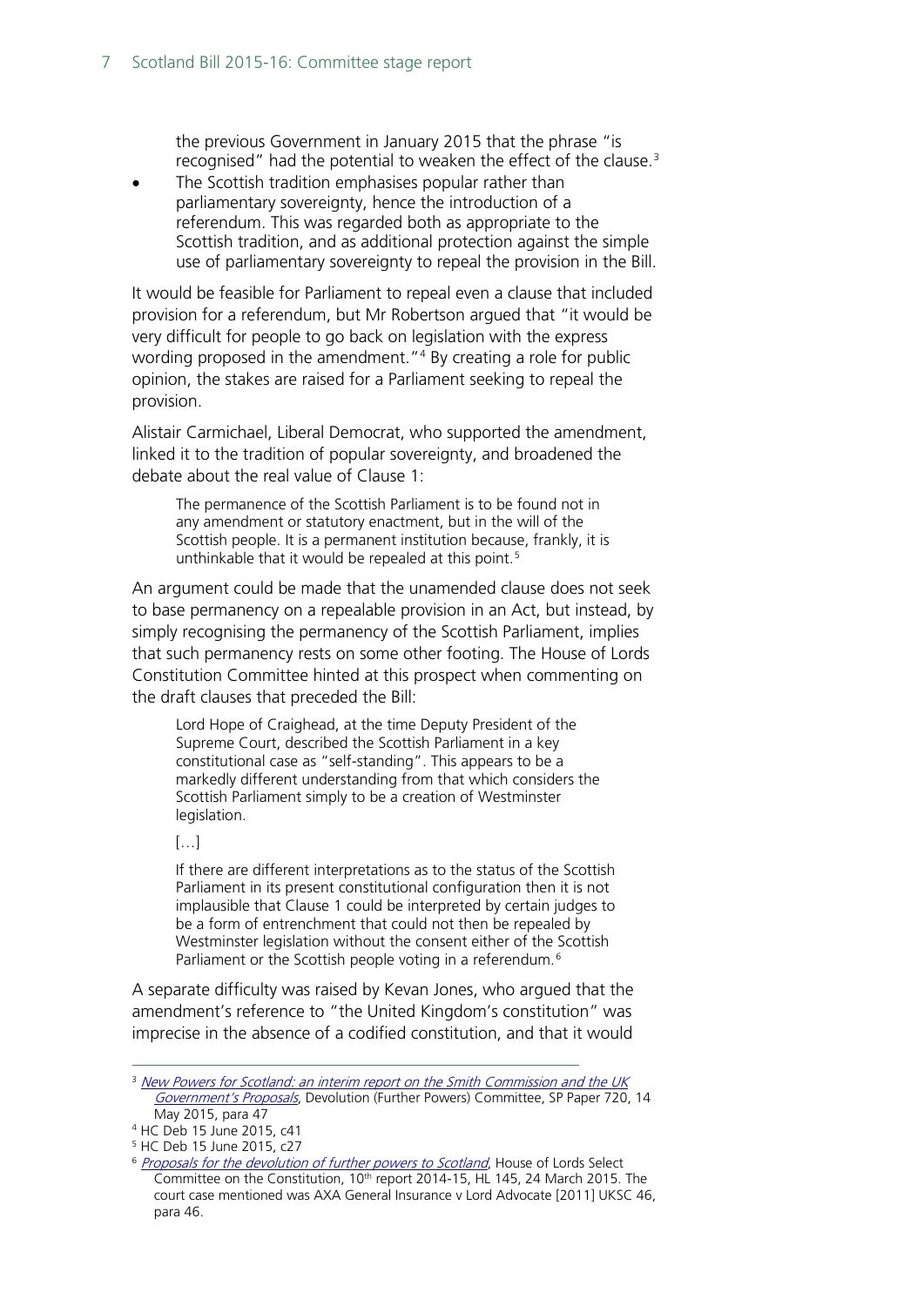the previous Government in January 2015 that the phrase "is recognised" had the potential to weaken the effect of the clause.[3]

- The Scottish tradition emphasises popular rather than parliamentary sovereignty, hence the introduction of a referendum. This was regarded both as appropriate to the Scottish tradition, and as additional protection against the simple use of parliamentary sovereignty to repeal the provision in the Bill.

It would be feasible for Parliament to repeal even a clause that included provision for a referendum, but Mr Robertson argued that "it would be very difficult for people to go back on legislation with the express wording proposed in the amendment."[4] By creating a role for public opinion, the stakes are raised for a Parliament seeking to repeal the provision.

Alistair Carmichael, Liberal Democrat, who supported the amendment, linked it to the tradition of popular sovereignty, and broadened the debate about the real value of Clause 1:

> The permanence of the Scottish Parliament is to be found not in any amendment or statutory enactment, but in the will of the Scottish people. It is a permanent institution because, frankly, it is unthinkable that it would be repealed at this point.[5]

An argument could be made that the unamended clause does not seek to base permanency on a repealable provision in an Act, but instead, by simply recognising the permanency of the Scottish Parliament, implies that such permanency rests on some other footing. The House of Lords Constitution Committee hinted at this prospect when commenting on the draft clauses that preceded the Bill:

> Lord Hope of Craighead, at the time Deputy President of the Supreme Court, described the Scottish Parliament in a key constitutional case as "self-standing". This appears to be a markedly different understanding from that which considers the Scottish Parliament simply to be a creation of Westminster legislation.
>
> […]
>
> If there are different interpretations as to the status of the Scottish Parliament in its present constitutional configuration then it is not implausible that Clause 1 could be interpreted by certain judges to be a form of entrenchment that could not then be repealed by Westminster legislation without the consent either of the Scottish Parliament or the Scottish people voting in a referendum.[6]

A separate difficulty was raised by Kevan Jones, who argued that the amendment's reference to "the United Kingdom's constitution" was imprecise in the absence of a codified constitution, and that it would

---

[3] *New Powers for Scotland: an interim report on the Smith Commission and the UK Government's Proposals*, Devolution (Further Powers) Committee, SP Paper 720, 14 May 2015, para 47

[4] HC Deb 15 June 2015, c41

[5] HC Deb 15 June 2015, c27

[6] *Proposals for the devolution of further powers to Scotland*, House of Lords Select Committee on the Constitution, 10th report 2014-15, HL 145, 24 March 2015. The court case mentioned was AXA General Insurance v Lord Advocate [2011] UKSC 46, para 46.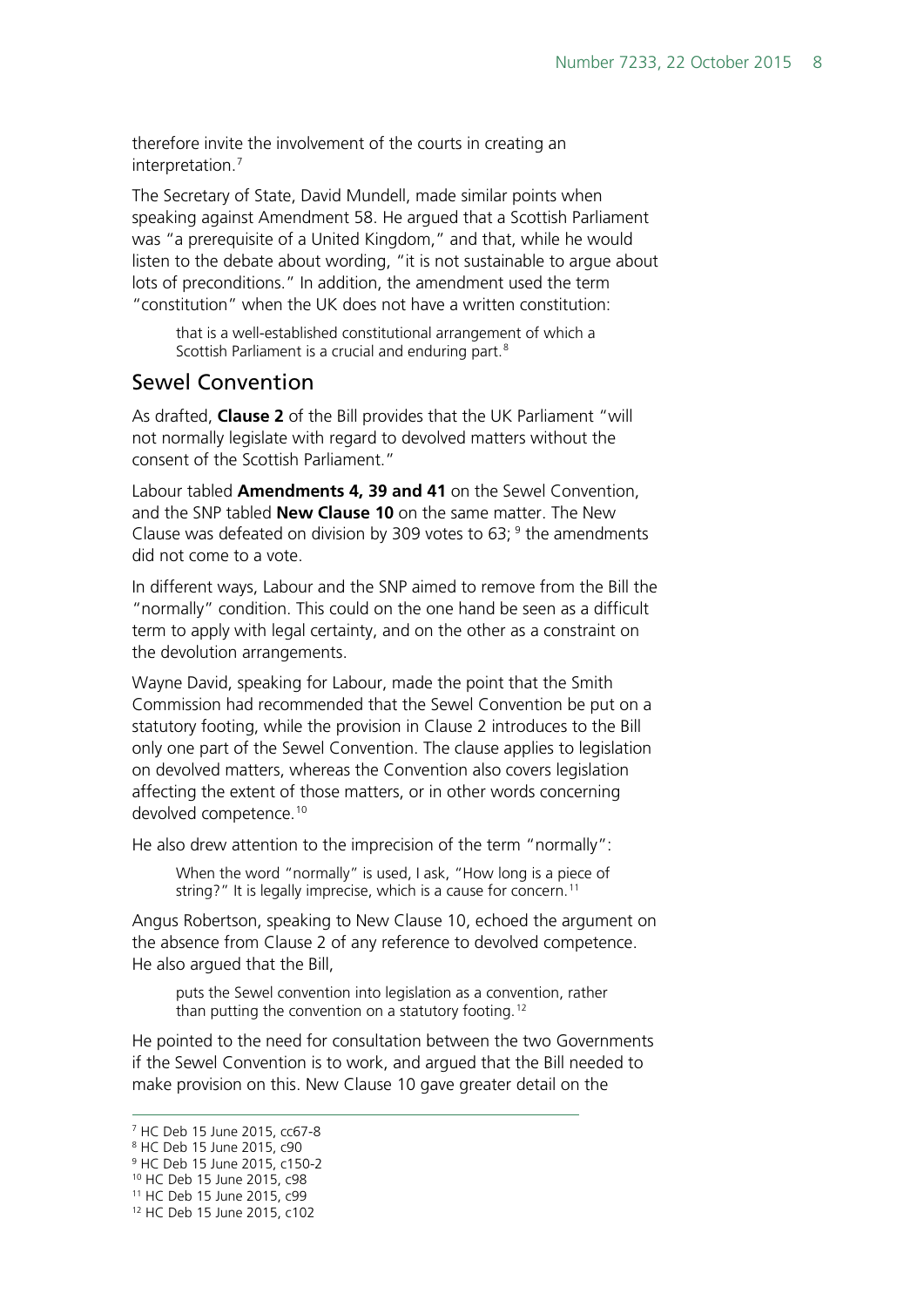therefore invite the involvement of the courts in creating an interpretation.[7]

The Secretary of State, David Mundell, made similar points when speaking against Amendment 58. He argued that a Scottish Parliament was "a prerequisite of a United Kingdom," and that, while he would listen to the debate about wording, "it is not sustainable to argue about lots of preconditions." In addition, the amendment used the term "constitution" when the UK does not have a written constitution:

> that is a well-established constitutional arrangement of which a Scottish Parliament is a crucial and enduring part.[8]

## Sewel Convention

As drafted, **Clause 2** of the Bill provides that the UK Parliament "will not normally legislate with regard to devolved matters without the consent of the Scottish Parliament."

Labour tabled **Amendments 4, 39 and 41** on the Sewel Convention, and the SNP tabled **New Clause 10** on the same matter. The New Clause was defeated on division by 309 votes to 63; [9] the amendments did not come to a vote.

In different ways, Labour and the SNP aimed to remove from the Bill the "normally" condition. This could on the one hand be seen as a difficult term to apply with legal certainty, and on the other as a constraint on the devolution arrangements.

Wayne David, speaking for Labour, made the point that the Smith Commission had recommended that the Sewel Convention be put on a statutory footing, while the provision in Clause 2 introduces to the Bill only one part of the Sewel Convention. The clause applies to legislation on devolved matters, whereas the Convention also covers legislation affecting the extent of those matters, or in other words concerning devolved competence.[10]

He also drew attention to the imprecision of the term "normally":

> When the word "normally" is used, I ask, "How long is a piece of string?" It is legally imprecise, which is a cause for concern.[11]

Angus Robertson, speaking to New Clause 10, echoed the argument on the absence from Clause 2 of any reference to devolved competence. He also argued that the Bill,

> puts the Sewel convention into legislation as a convention, rather than putting the convention on a statutory footing.[12]

He pointed to the need for consultation between the two Governments if the Sewel Convention is to work, and argued that the Bill needed to make provision on this. New Clause 10 gave greater detail on the

---

[7] HC Deb 15 June 2015, cc67-8
[8] HC Deb 15 June 2015, c90
[9] HC Deb 15 June 2015, c150-2
[10] HC Deb 15 June 2015, c98
[11] HC Deb 15 June 2015, c99
[12] HC Deb 15 June 2015, c102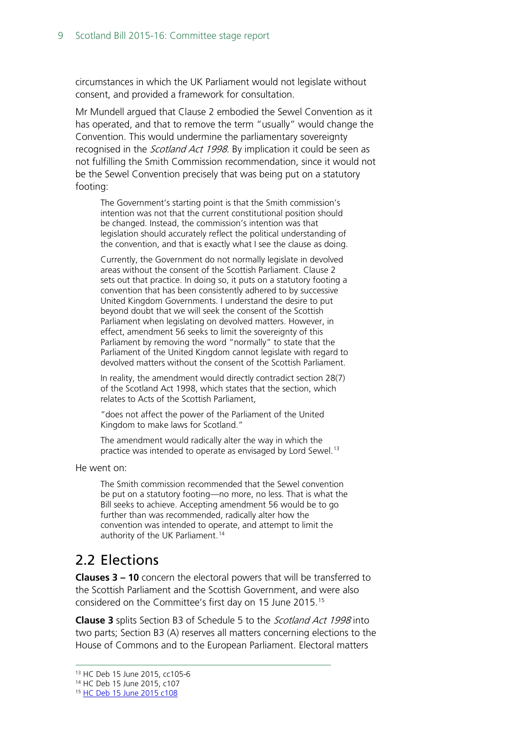circumstances in which the UK Parliament would not legislate without consent, and provided a framework for consultation.

Mr Mundell argued that Clause 2 embodied the Sewel Convention as it has operated, and that to remove the term "usually" would change the Convention. This would undermine the parliamentary sovereignty recognised in the *Scotland Act 1998*. By implication it could be seen as not fulfilling the Smith Commission recommendation, since it would not be the Sewel Convention precisely that was being put on a statutory footing:

> The Government's starting point is that the Smith commission's intention was not that the current constitutional position should be changed. Instead, the commission's intention was that legislation should accurately reflect the political understanding of the convention, and that is exactly what I see the clause as doing.
>
> Currently, the Government do not normally legislate in devolved areas without the consent of the Scottish Parliament. Clause 2 sets out that practice. In doing so, it puts on a statutory footing a convention that has been consistently adhered to by successive United Kingdom Governments. I understand the desire to put beyond doubt that we will seek the consent of the Scottish Parliament when legislating on devolved matters. However, in effect, amendment 56 seeks to limit the sovereignty of this Parliament by removing the word "normally" to state that the Parliament of the United Kingdom cannot legislate with regard to devolved matters without the consent of the Scottish Parliament.
>
> In reality, the amendment would directly contradict section 28(7) of the Scotland Act 1998, which states that the section, which relates to Acts of the Scottish Parliament,
>
> "does not affect the power of the Parliament of the United Kingdom to make laws for Scotland."
>
> The amendment would radically alter the way in which the practice was intended to operate as envisaged by Lord Sewel.[13]

He went on:

> The Smith commission recommended that the Sewel convention be put on a statutory footing—no more, no less. That is what the Bill seeks to achieve. Accepting amendment 56 would be to go further than was recommended, radically alter how the convention was intended to operate, and attempt to limit the authority of the UK Parliament.[14]

## 2.2 Elections

**Clauses 3 – 10** concern the electoral powers that will be transferred to the Scottish Parliament and the Scottish Government, and were also considered on the Committee's first day on 15 June 2015.[15]

**Clause 3** splits Section B3 of Schedule 5 to the *Scotland Act 1998* into two parts; Section B3 (A) reserves all matters concerning elections to the House of Commons and to the European Parliament. Electoral matters

[13] HC Deb 15 June 2015, cc105-6

[14] HC Deb 15 June 2015, c107

[15] HC Deb 15 June 2015 c108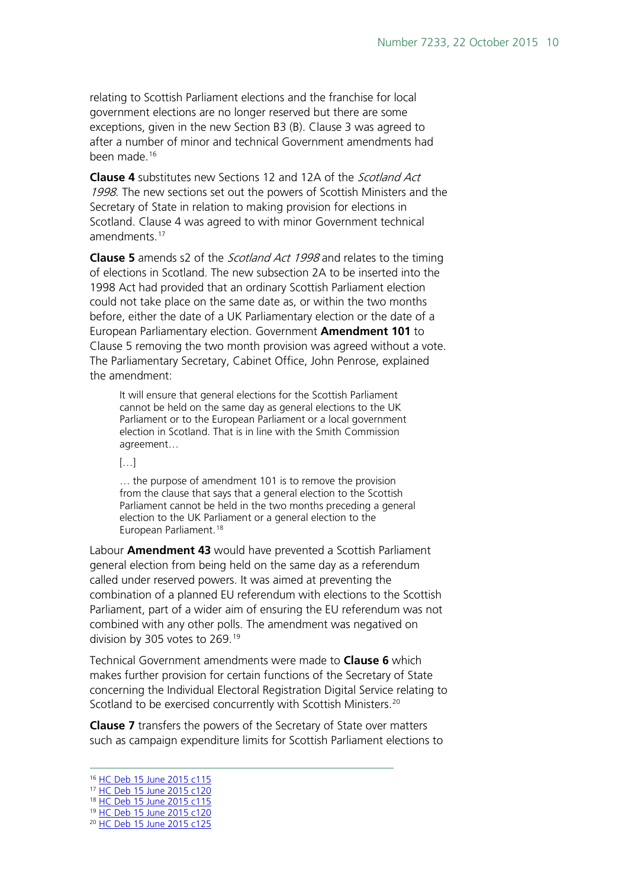relating to Scottish Parliament elections and the franchise for local government elections are no longer reserved but there are some exceptions, given in the new Section B3 (B). Clause 3 was agreed to after a number of minor and technical Government amendments had been made.[16]

**Clause 4** substitutes new Sections 12 and 12A of the *Scotland Act 1998*. The new sections set out the powers of Scottish Ministers and the Secretary of State in relation to making provision for elections in Scotland. Clause 4 was agreed to with minor Government technical amendments.[17]

**Clause 5** amends s2 of the *Scotland Act 1998* and relates to the timing of elections in Scotland. The new subsection 2A to be inserted into the 1998 Act had provided that an ordinary Scottish Parliament election could not take place on the same date as, or within the two months before, either the date of a UK Parliamentary election or the date of a European Parliamentary election. Government **Amendment 101** to Clause 5 removing the two month provision was agreed without a vote. The Parliamentary Secretary, Cabinet Office, John Penrose, explained the amendment:

> It will ensure that general elections for the Scottish Parliament cannot be held on the same day as general elections to the UK Parliament or to the European Parliament or a local government election in Scotland. That is in line with the Smith Commission agreement…
>
> […]
>
> … the purpose of amendment 101 is to remove the provision from the clause that says that a general election to the Scottish Parliament cannot be held in the two months preceding a general election to the UK Parliament or a general election to the European Parliament.[18]

Labour **Amendment 43** would have prevented a Scottish Parliament general election from being held on the same day as a referendum called under reserved powers. It was aimed at preventing the combination of a planned EU referendum with elections to the Scottish Parliament, part of a wider aim of ensuring the EU referendum was not combined with any other polls. The amendment was negatived on division by 305 votes to 269.[19]

Technical Government amendments were made to **Clause 6** which makes further provision for certain functions of the Secretary of State concerning the Individual Electoral Registration Digital Service relating to Scotland to be exercised concurrently with Scottish Ministers.[20]

**Clause 7** transfers the powers of the Secretary of State over matters such as campaign expenditure limits for Scottish Parliament elections to

---

[16] HC Deb 15 June 2015 c115

[17] HC Deb 15 June 2015 c120

[18] HC Deb 15 June 2015 c115

[19] HC Deb 15 June 2015 c120

[20] HC Deb 15 June 2015 c125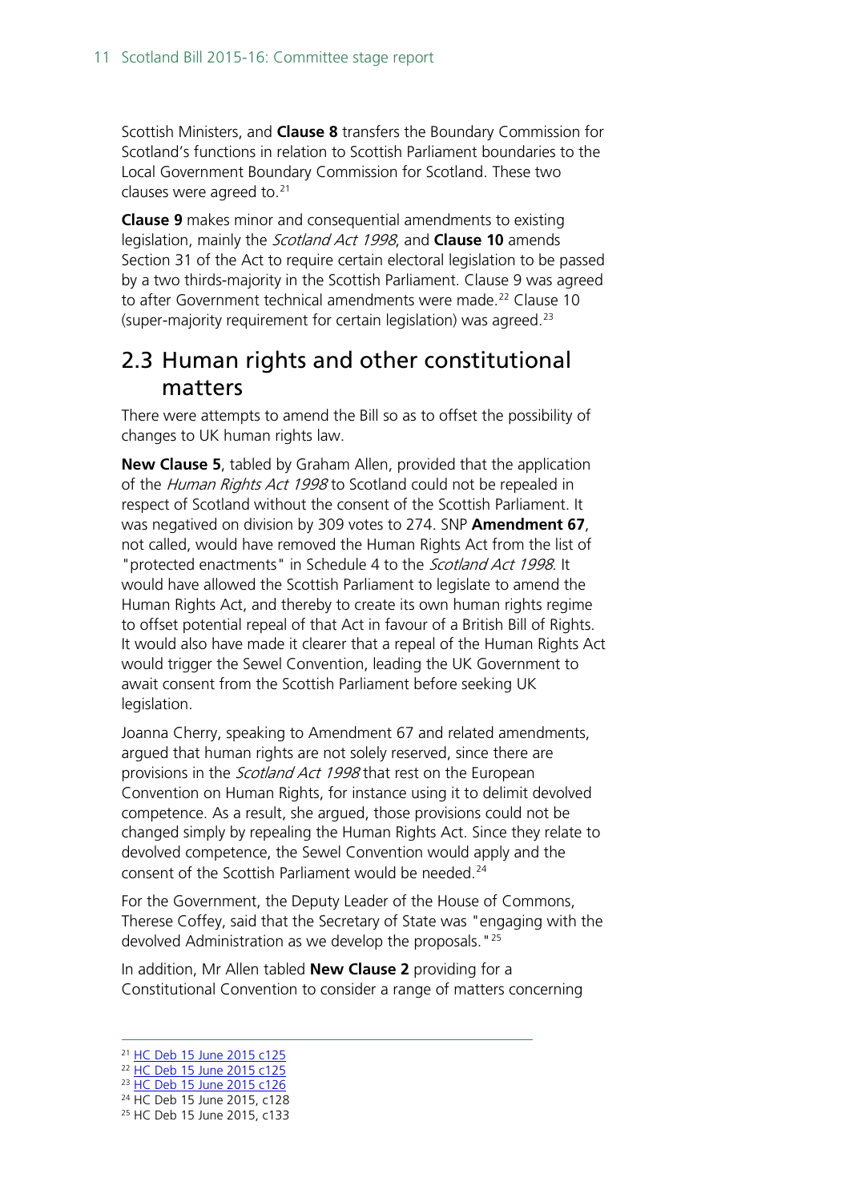Scottish Ministers, and **Clause 8** transfers the Boundary Commission for Scotland's functions in relation to Scottish Parliament boundaries to the Local Government Boundary Commission for Scotland. These two clauses were agreed to.[21]

**Clause 9** makes minor and consequential amendments to existing legislation, mainly the *Scotland Act 1998*, and **Clause 10** amends Section 31 of the Act to require certain electoral legislation to be passed by a two thirds-majority in the Scottish Parliament. Clause 9 was agreed to after Government technical amendments were made.[22] Clause 10 (super-majority requirement for certain legislation) was agreed.[23]

## 2.3 Human rights and other constitutional matters

There were attempts to amend the Bill so as to offset the possibility of changes to UK human rights law.

**New Clause 5**, tabled by Graham Allen, provided that the application of the *Human Rights Act 1998* to Scotland could not be repealed in respect of Scotland without the consent of the Scottish Parliament. It was negatived on division by 309 votes to 274. SNP **Amendment 67**, not called, would have removed the Human Rights Act from the list of "protected enactments" in Schedule 4 to the *Scotland Act 1998*. It would have allowed the Scottish Parliament to legislate to amend the Human Rights Act, and thereby to create its own human rights regime to offset potential repeal of that Act in favour of a British Bill of Rights. It would also have made it clearer that a repeal of the Human Rights Act would trigger the Sewel Convention, leading the UK Government to await consent from the Scottish Parliament before seeking UK legislation.

Joanna Cherry, speaking to Amendment 67 and related amendments, argued that human rights are not solely reserved, since there are provisions in the *Scotland Act 1998* that rest on the European Convention on Human Rights, for instance using it to delimit devolved competence. As a result, she argued, those provisions could not be changed simply by repealing the Human Rights Act. Since they relate to devolved competence, the Sewel Convention would apply and the consent of the Scottish Parliament would be needed.[24]

For the Government, the Deputy Leader of the House of Commons, Therese Coffey, said that the Secretary of State was "engaging with the devolved Administration as we develop the proposals."[25]

In addition, Mr Allen tabled **New Clause 2** providing for a Constitutional Convention to consider a range of matters concerning

---

[21] HC Deb 15 June 2015 c125
[22] HC Deb 15 June 2015 c125
[23] HC Deb 15 June 2015 c126
[24] HC Deb 15 June 2015, c128
[25] HC Deb 15 June 2015, c133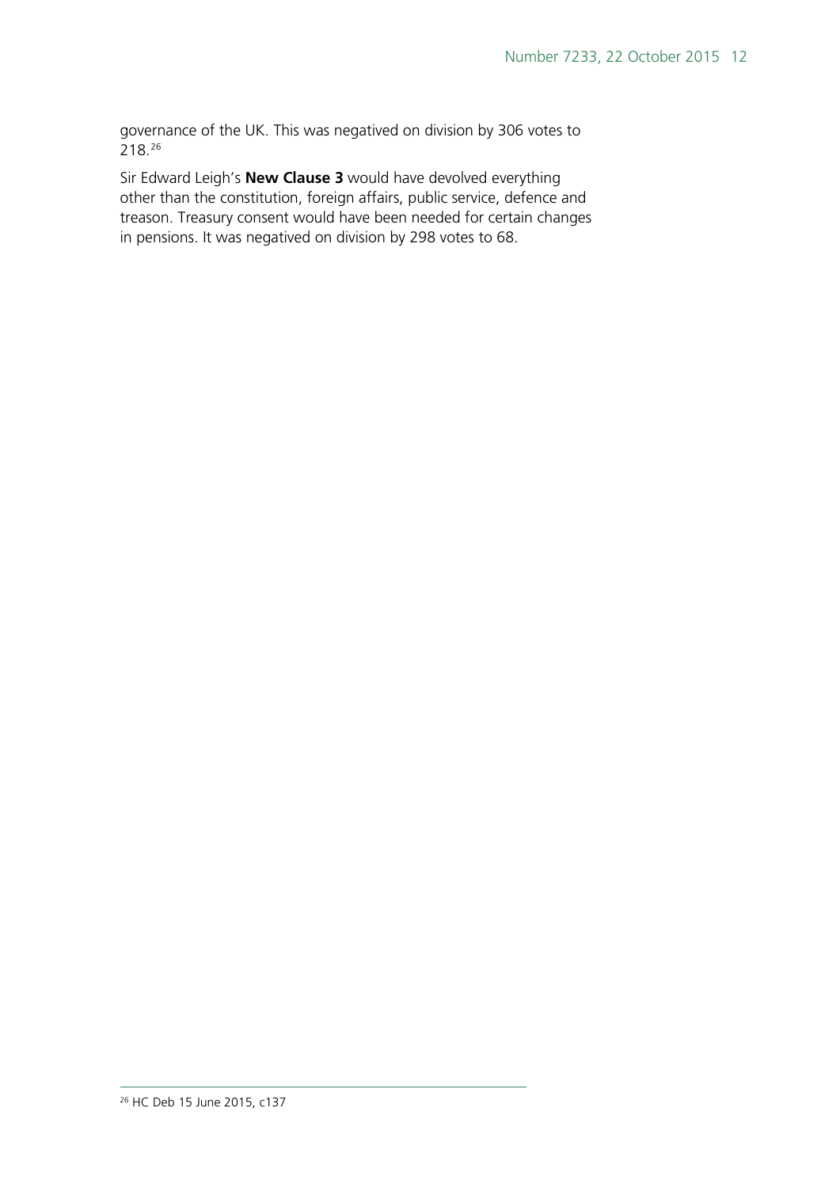governance of the UK. This was negatived on division by 306 votes to 218.[26]

Sir Edward Leigh's **New Clause 3** would have devolved everything other than the constitution, foreign affairs, public service, defence and treason. Treasury consent would have been needed for certain changes in pensions. It was negatived on division by 298 votes to 68.

[26] HC Deb 15 June 2015, c137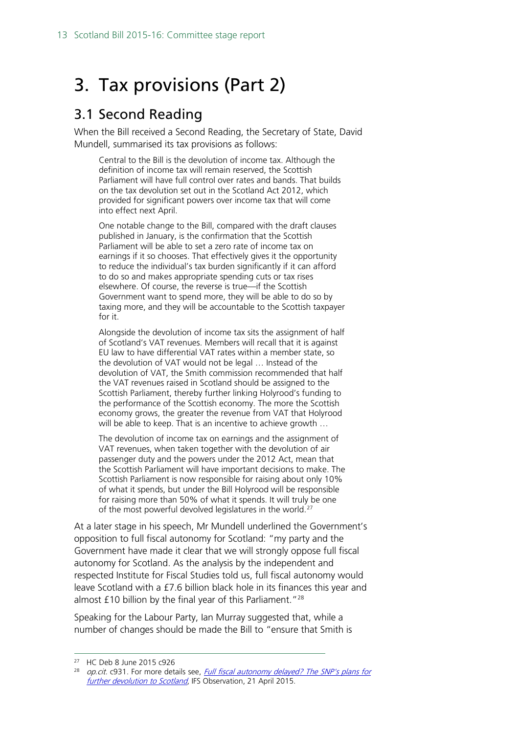# 3. Tax provisions (Part 2)

## 3.1 Second Reading

When the Bill received a Second Reading, the Secretary of State, David Mundell, summarised its tax provisions as follows:

> Central to the Bill is the devolution of income tax. Although the definition of income tax will remain reserved, the Scottish Parliament will have full control over rates and bands. That builds on the tax devolution set out in the Scotland Act 2012, which provided for significant powers over income tax that will come into effect next April.
>
> One notable change to the Bill, compared with the draft clauses published in January, is the confirmation that the Scottish Parliament will be able to set a zero rate of income tax on earnings if it so chooses. That effectively gives it the opportunity to reduce the individual's tax burden significantly if it can afford to do so and makes appropriate spending cuts or tax rises elsewhere. Of course, the reverse is true—if the Scottish Government want to spend more, they will be able to do so by taxing more, and they will be accountable to the Scottish taxpayer for it.
>
> Alongside the devolution of income tax sits the assignment of half of Scotland's VAT revenues. Members will recall that it is against EU law to have differential VAT rates within a member state, so the devolution of VAT would not be legal … Instead of the devolution of VAT, the Smith commission recommended that half the VAT revenues raised in Scotland should be assigned to the Scottish Parliament, thereby further linking Holyrood's funding to the performance of the Scottish economy. The more the Scottish economy grows, the greater the revenue from VAT that Holyrood will be able to keep. That is an incentive to achieve growth …
>
> The devolution of income tax on earnings and the assignment of VAT revenues, when taken together with the devolution of air passenger duty and the powers under the 2012 Act, mean that the Scottish Parliament will have important decisions to make. The Scottish Parliament is now responsible for raising about only 10% of what it spends, but under the Bill Holyrood will be responsible for raising more than 50% of what it spends. It will truly be one of the most powerful devolved legislatures in the world.[27]

At a later stage in his speech, Mr Mundell underlined the Government's opposition to full fiscal autonomy for Scotland: "my party and the Government have made it clear that we will strongly oppose full fiscal autonomy for Scotland. As the analysis by the independent and respected Institute for Fiscal Studies told us, full fiscal autonomy would leave Scotland with a £7.6 billion black hole in its finances this year and almost £10 billion by the final year of this Parliament."[28]

Speaking for the Labour Party, Ian Murray suggested that, while a number of changes should be made the Bill to "ensure that Smith is

---

[27] HC Deb 8 June 2015 c926

[28] *op.cit.* c931. For more details see, *Full fiscal autonomy delayed? The SNP's plans for further devolution to Scotland*, IFS Observation, 21 April 2015.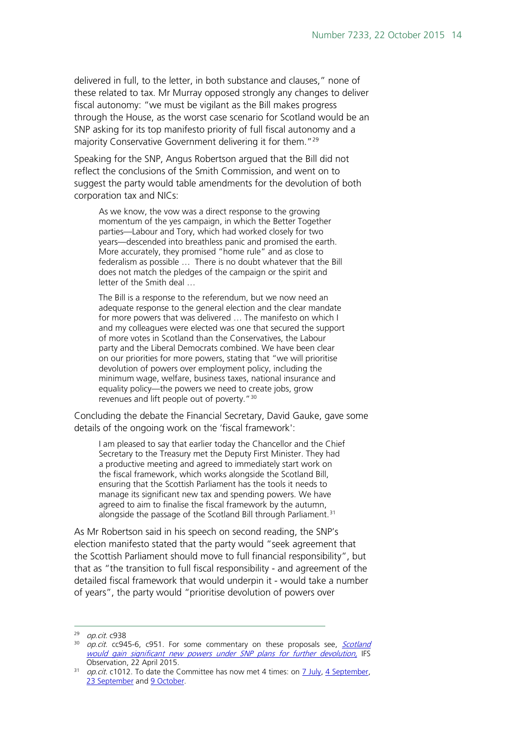delivered in full, to the letter, in both substance and clauses," none of these related to tax. Mr Murray opposed strongly any changes to deliver fiscal autonomy: "we must be vigilant as the Bill makes progress through the House, as the worst case scenario for Scotland would be an SNP asking for its top manifesto priority of full fiscal autonomy and a majority Conservative Government delivering it for them."[29]

Speaking for the SNP, Angus Robertson argued that the Bill did not reflect the conclusions of the Smith Commission, and went on to suggest the party would table amendments for the devolution of both corporation tax and NICs:

> As we know, the vow was a direct response to the growing momentum of the yes campaign, in which the Better Together parties—Labour and Tory, which had worked closely for two years—descended into breathless panic and promised the earth. More accurately, they promised "home rule" and as close to federalism as possible … There is no doubt whatever that the Bill does not match the pledges of the campaign or the spirit and letter of the Smith deal …
>
> The Bill is a response to the referendum, but we now need an adequate response to the general election and the clear mandate for more powers that was delivered … The manifesto on which I and my colleagues were elected was one that secured the support of more votes in Scotland than the Conservatives, the Labour party and the Liberal Democrats combined. We have been clear on our priorities for more powers, stating that "we will prioritise devolution of powers over employment policy, including the minimum wage, welfare, business taxes, national insurance and equality policy—the powers we need to create jobs, grow revenues and lift people out of poverty."[30]

Concluding the debate the Financial Secretary, David Gauke, gave some details of the ongoing work on the 'fiscal framework':

> I am pleased to say that earlier today the Chancellor and the Chief Secretary to the Treasury met the Deputy First Minister. They had a productive meeting and agreed to immediately start work on the fiscal framework, which works alongside the Scotland Bill, ensuring that the Scottish Parliament has the tools it needs to manage its significant new tax and spending powers. We have agreed to aim to finalise the fiscal framework by the autumn, alongside the passage of the Scotland Bill through Parliament.[31]

As Mr Robertson said in his speech on second reading, the SNP's election manifesto stated that the party would "seek agreement that the Scottish Parliament should move to full financial responsibility", but that as "the transition to full fiscal responsibility - and agreement of the detailed fiscal framework that would underpin it - would take a number of years", the party would "prioritise devolution of powers over

---

[29] *op.cit.* c938

[30] *op.cit.* cc945-6, c951. For some commentary on these proposals see, *Scotland would gain significant new powers under SNP plans for further devolution*, IFS Observation, 22 April 2015.

[31] *op.cit.* c1012. To date the Committee has now met 4 times: on 7 July, 4 September, 23 September and 9 October.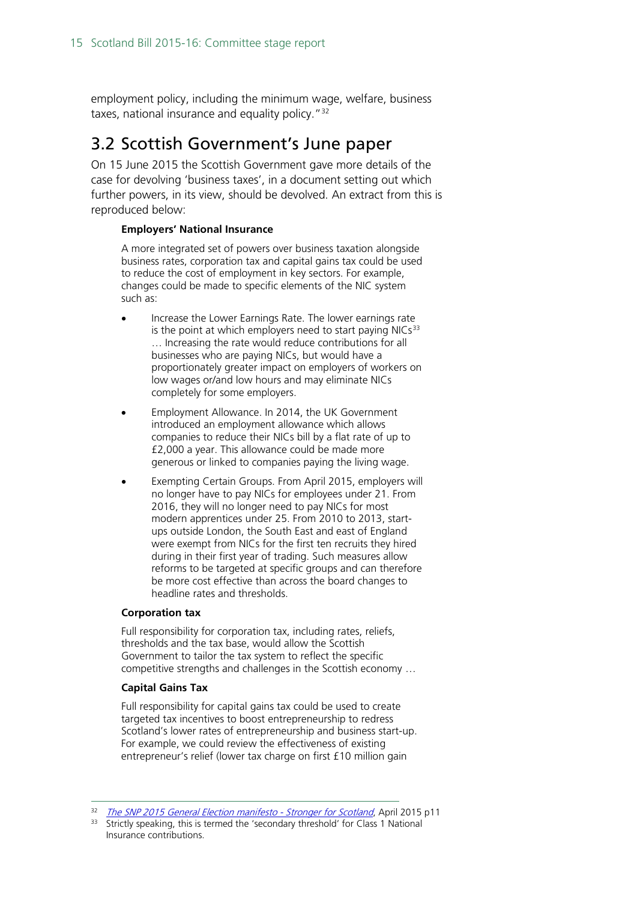employment policy, including the minimum wage, welfare, business taxes, national insurance and equality policy."[32]

## 3.2 Scottish Government's June paper

On 15 June 2015 the Scottish Government gave more details of the case for devolving 'business taxes', in a document setting out which further powers, in its view, should be devolved. An extract from this is reproduced below:

> **Employers' National Insurance**
>
> A more integrated set of powers over business taxation alongside business rates, corporation tax and capital gains tax could be used to reduce the cost of employment in key sectors. For example, changes could be made to specific elements of the NIC system such as:
>
> - Increase the Lower Earnings Rate. The lower earnings rate is the point at which employers need to start paying NICs[33] … Increasing the rate would reduce contributions for all businesses who are paying NICs, but would have a proportionately greater impact on employers of workers on low wages or/and low hours and may eliminate NICs completely for some employers.
> - Employment Allowance. In 2014, the UK Government introduced an employment allowance which allows companies to reduce their NICs bill by a flat rate of up to £2,000 a year. This allowance could be made more generous or linked to companies paying the living wage.
> - Exempting Certain Groups. From April 2015, employers will no longer have to pay NICs for employees under 21. From 2016, they will no longer need to pay NICs for most modern apprentices under 25. From 2010 to 2013, start-ups outside London, the South East and east of England were exempt from NICs for the first ten recruits they hired during in their first year of trading. Such measures allow reforms to be targeted at specific groups and can therefore be more cost effective than across the board changes to headline rates and thresholds.
>
> **Corporation tax**
>
> Full responsibility for corporation tax, including rates, reliefs, thresholds and the tax base, would allow the Scottish Government to tailor the tax system to reflect the specific competitive strengths and challenges in the Scottish economy …
>
> **Capital Gains Tax**
>
> Full responsibility for capital gains tax could be used to create targeted tax incentives to boost entrepreneurship to redress Scotland's lower rates of entrepreneurship and business start-up. For example, we could review the effectiveness of existing entrepreneur's relief (lower tax charge on first £10 million gain

---

[32] *The SNP 2015 General Election manifesto - Stronger for Scotland*, April 2015 p11

[33] Strictly speaking, this is termed the 'secondary threshold' for Class 1 National Insurance contributions.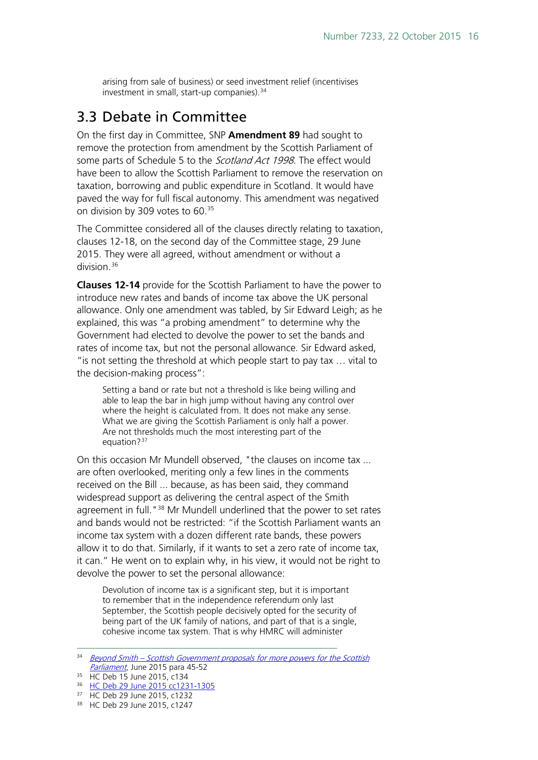arising from sale of business) or seed investment relief (incentivises investment in small, start-up companies).[34]

## 3.3 Debate in Committee

On the first day in Committee, SNP **Amendment 89** had sought to remove the protection from amendment by the Scottish Parliament of some parts of Schedule 5 to the *Scotland Act 1998*. The effect would have been to allow the Scottish Parliament to remove the reservation on taxation, borrowing and public expenditure in Scotland. It would have paved the way for full fiscal autonomy. This amendment was negatived on division by 309 votes to 60.[35]

The Committee considered all of the clauses directly relating to taxation, clauses 12-18, on the second day of the Committee stage, 29 June 2015. They were all agreed, without amendment or without a division.[36]

**Clauses 12-14** provide for the Scottish Parliament to have the power to introduce new rates and bands of income tax above the UK personal allowance. Only one amendment was tabled, by Sir Edward Leigh; as he explained, this was "a probing amendment" to determine why the Government had elected to devolve the power to set the bands and rates of income tax, but not the personal allowance. Sir Edward asked, "is not setting the threshold at which people start to pay tax … vital to the decision-making process":

> Setting a band or rate but not a threshold is like being willing and able to leap the bar in high jump without having any control over where the height is calculated from. It does not make any sense. What we are giving the Scottish Parliament is only half a power. Are not thresholds much the most interesting part of the equation?[37]

On this occasion Mr Mundell observed, "the clauses on income tax ... are often overlooked, meriting only a few lines in the comments received on the Bill ... because, as has been said, they command widespread support as delivering the central aspect of the Smith agreement in full."[38] Mr Mundell underlined that the power to set rates and bands would not be restricted: "if the Scottish Parliament wants an income tax system with a dozen different rate bands, these powers allow it to do that. Similarly, if it wants to set a zero rate of income tax, it can." He went on to explain why, in his view, it would not be right to devolve the power to set the personal allowance:

> Devolution of income tax is a significant step, but it is important to remember that in the independence referendum only last September, the Scottish people decisively opted for the security of being part of the UK family of nations, and part of that is a single, cohesive income tax system. That is why HMRC will administer

---

[34] *Beyond Smith – Scottish Government proposals for more powers for the Scottish Parliament*, June 2015 para 45-52

[35] HC Deb 15 June 2015, c134

[36] HC Deb 29 June 2015 cc1231-1305

[37] HC Deb 29 June 2015, c1232

[38] HC Deb 29 June 2015, c1247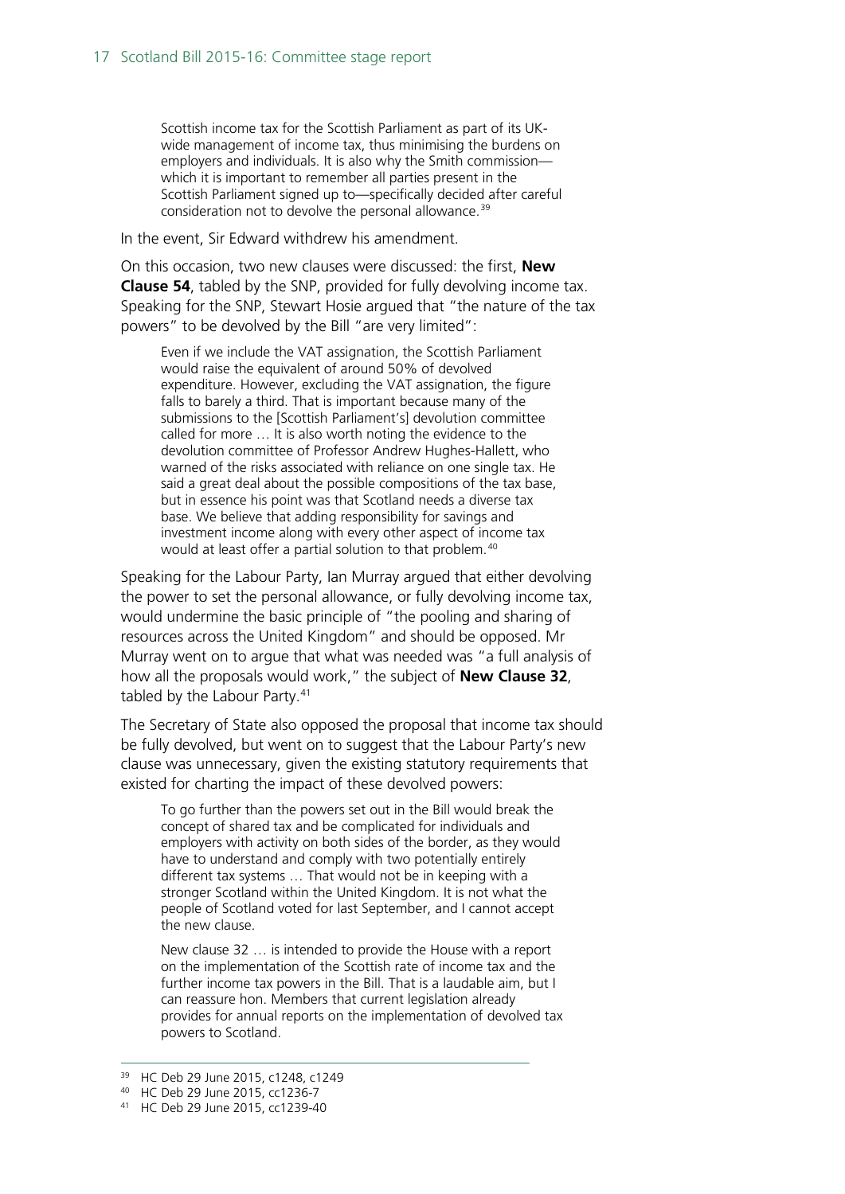> Scottish income tax for the Scottish Parliament as part of its UK-wide management of income tax, thus minimising the burdens on employers and individuals. It is also why the Smith commission—which it is important to remember all parties present in the Scottish Parliament signed up to—specifically decided after careful consideration not to devolve the personal allowance.[39]

In the event, Sir Edward withdrew his amendment.

On this occasion, two new clauses were discussed: the first, **New Clause 54**, tabled by the SNP, provided for fully devolving income tax. Speaking for the SNP, Stewart Hosie argued that "the nature of the tax powers" to be devolved by the Bill "are very limited":

> Even if we include the VAT assignation, the Scottish Parliament would raise the equivalent of around 50% of devolved expenditure. However, excluding the VAT assignation, the figure falls to barely a third. That is important because many of the submissions to the [Scottish Parliament's] devolution committee called for more … It is also worth noting the evidence to the devolution committee of Professor Andrew Hughes-Hallett, who warned of the risks associated with reliance on one single tax. He said a great deal about the possible compositions of the tax base, but in essence his point was that Scotland needs a diverse tax base. We believe that adding responsibility for savings and investment income along with every other aspect of income tax would at least offer a partial solution to that problem.[40]

Speaking for the Labour Party, Ian Murray argued that either devolving the power to set the personal allowance, or fully devolving income tax, would undermine the basic principle of "the pooling and sharing of resources across the United Kingdom" and should be opposed. Mr Murray went on to argue that what was needed was "a full analysis of how all the proposals would work," the subject of **New Clause 32**, tabled by the Labour Party.[41]

The Secretary of State also opposed the proposal that income tax should be fully devolved, but went on to suggest that the Labour Party's new clause was unnecessary, given the existing statutory requirements that existed for charting the impact of these devolved powers:

> To go further than the powers set out in the Bill would break the concept of shared tax and be complicated for individuals and employers with activity on both sides of the border, as they would have to understand and comply with two potentially entirely different tax systems … That would not be in keeping with a stronger Scotland within the United Kingdom. It is not what the people of Scotland voted for last September, and I cannot accept the new clause.
>
> New clause 32 … is intended to provide the House with a report on the implementation of the Scottish rate of income tax and the further income tax powers in the Bill. That is a laudable aim, but I can reassure hon. Members that current legislation already provides for annual reports on the implementation of devolved tax powers to Scotland.

[39] HC Deb 29 June 2015, c1248, c1249

[40] HC Deb 29 June 2015, cc1236-7

[41] HC Deb 29 June 2015, cc1239-40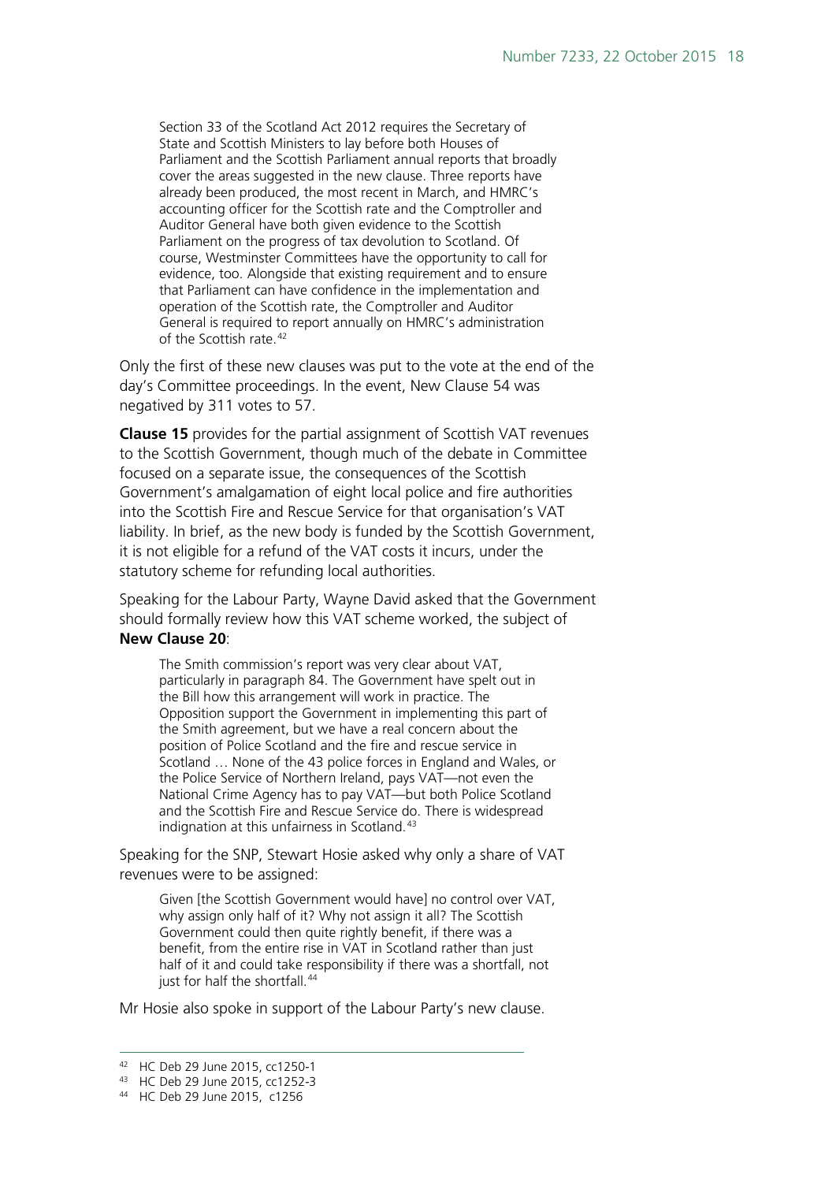> Section 33 of the Scotland Act 2012 requires the Secretary of State and Scottish Ministers to lay before both Houses of Parliament and the Scottish Parliament annual reports that broadly cover the areas suggested in the new clause. Three reports have already been produced, the most recent in March, and HMRC's accounting officer for the Scottish rate and the Comptroller and Auditor General have both given evidence to the Scottish Parliament on the progress of tax devolution to Scotland. Of course, Westminster Committees have the opportunity to call for evidence, too. Alongside that existing requirement and to ensure that Parliament can have confidence in the implementation and operation of the Scottish rate, the Comptroller and Auditor General is required to report annually on HMRC's administration of the Scottish rate.[42]

Only the first of these new clauses was put to the vote at the end of the day's Committee proceedings. In the event, New Clause 54 was negatived by 311 votes to 57.

**Clause 15** provides for the partial assignment of Scottish VAT revenues to the Scottish Government, though much of the debate in Committee focused on a separate issue, the consequences of the Scottish Government's amalgamation of eight local police and fire authorities into the Scottish Fire and Rescue Service for that organisation's VAT liability. In brief, as the new body is funded by the Scottish Government, it is not eligible for a refund of the VAT costs it incurs, under the statutory scheme for refunding local authorities.

Speaking for the Labour Party, Wayne David asked that the Government should formally review how this VAT scheme worked, the subject of **New Clause 20**:

> The Smith commission's report was very clear about VAT, particularly in paragraph 84. The Government have spelt out in the Bill how this arrangement will work in practice. The Opposition support the Government in implementing this part of the Smith agreement, but we have a real concern about the position of Police Scotland and the fire and rescue service in Scotland … None of the 43 police forces in England and Wales, or the Police Service of Northern Ireland, pays VAT—not even the National Crime Agency has to pay VAT—but both Police Scotland and the Scottish Fire and Rescue Service do. There is widespread indignation at this unfairness in Scotland.[43]

Speaking for the SNP, Stewart Hosie asked why only a share of VAT revenues were to be assigned:

> Given [the Scottish Government would have] no control over VAT, why assign only half of it? Why not assign it all? The Scottish Government could then quite rightly benefit, if there was a benefit, from the entire rise in VAT in Scotland rather than just half of it and could take responsibility if there was a shortfall, not just for half the shortfall.[44]

Mr Hosie also spoke in support of the Labour Party's new clause.

---

[42] HC Deb 29 June 2015, cc1250-1

[43] HC Deb 29 June 2015, cc1252-3

[44] HC Deb 29 June 2015, c1256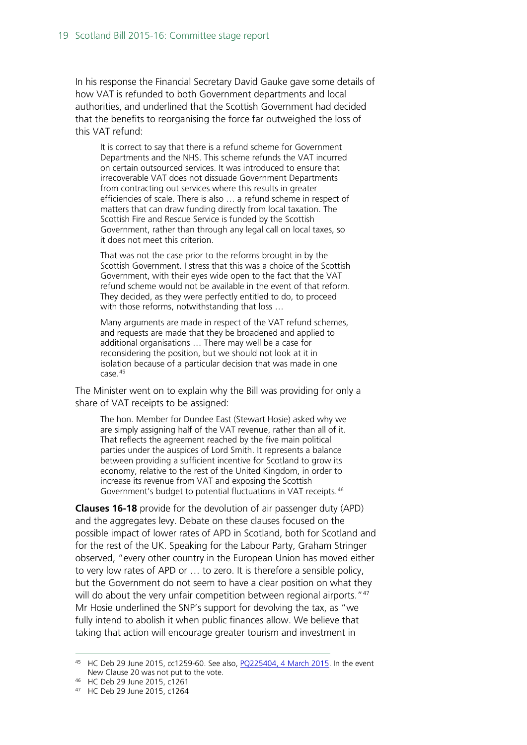In his response the Financial Secretary David Gauke gave some details of how VAT is refunded to both Government departments and local authorities, and underlined that the Scottish Government had decided that the benefits to reorganising the force far outweighed the loss of this VAT refund:

> It is correct to say that there is a refund scheme for Government Departments and the NHS. This scheme refunds the VAT incurred on certain outsourced services. It was introduced to ensure that irrecoverable VAT does not dissuade Government Departments from contracting out services where this results in greater efficiencies of scale. There is also … a refund scheme in respect of matters that can draw funding directly from local taxation. The Scottish Fire and Rescue Service is funded by the Scottish Government, rather than through any legal call on local taxes, so it does not meet this criterion.
>
> That was not the case prior to the reforms brought in by the Scottish Government. I stress that this was a choice of the Scottish Government, with their eyes wide open to the fact that the VAT refund scheme would not be available in the event of that reform. They decided, as they were perfectly entitled to do, to proceed with those reforms, notwithstanding that loss …
>
> Many arguments are made in respect of the VAT refund schemes, and requests are made that they be broadened and applied to additional organisations … There may well be a case for reconsidering the position, but we should not look at it in isolation because of a particular decision that was made in one case.[45]

The Minister went on to explain why the Bill was providing for only a share of VAT receipts to be assigned:

> The hon. Member for Dundee East (Stewart Hosie) asked why we are simply assigning half of the VAT revenue, rather than all of it. That reflects the agreement reached by the five main political parties under the auspices of Lord Smith. It represents a balance between providing a sufficient incentive for Scotland to grow its economy, relative to the rest of the United Kingdom, in order to increase its revenue from VAT and exposing the Scottish Government's budget to potential fluctuations in VAT receipts.[46]

**Clauses 16-18** provide for the devolution of air passenger duty (APD) and the aggregates levy. Debate on these clauses focused on the possible impact of lower rates of APD in Scotland, both for Scotland and for the rest of the UK. Speaking for the Labour Party, Graham Stringer observed, "every other country in the European Union has moved either to very low rates of APD or … to zero. It is therefore a sensible policy, but the Government do not seem to have a clear position on what they will do about the very unfair competition between regional airports."[47] Mr Hosie underlined the SNP's support for devolving the tax, as "we fully intend to abolish it when public finances allow. We believe that taking that action will encourage greater tourism and investment in

---

[45] HC Deb 29 June 2015, cc1259-60. See also, PQ225404, 4 March 2015. In the event New Clause 20 was not put to the vote.

[46] HC Deb 29 June 2015, c1261

[47] HC Deb 29 June 2015, c1264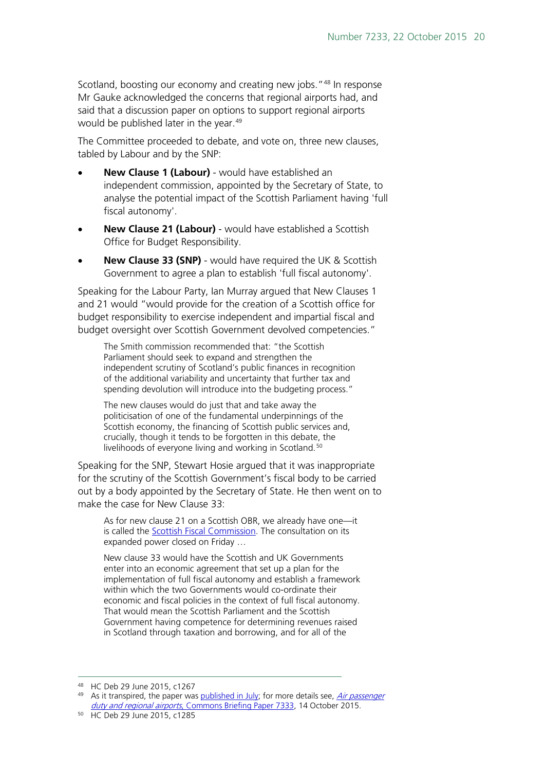Scotland, boosting our economy and creating new jobs."[48] In response Mr Gauke acknowledged the concerns that regional airports had, and said that a discussion paper on options to support regional airports would be published later in the year.[49]

The Committee proceeded to debate, and vote on, three new clauses, tabled by Labour and by the SNP:

- **New Clause 1 (Labour)** - would have established an independent commission, appointed by the Secretary of State, to analyse the potential impact of the Scottish Parliament having 'full fiscal autonomy'.
- **New Clause 21 (Labour)** - would have established a Scottish Office for Budget Responsibility.
- **New Clause 33 (SNP)** - would have required the UK & Scottish Government to agree a plan to establish 'full fiscal autonomy'.

Speaking for the Labour Party, Ian Murray argued that New Clauses 1 and 21 would "would provide for the creation of a Scottish office for budget responsibility to exercise independent and impartial fiscal and budget oversight over Scottish Government devolved competencies."

> The Smith commission recommended that: "the Scottish Parliament should seek to expand and strengthen the independent scrutiny of Scotland's public finances in recognition of the additional variability and uncertainty that further tax and spending devolution will introduce into the budgeting process."
>
> The new clauses would do just that and take away the politicisation of one of the fundamental underpinnings of the Scottish economy, the financing of Scottish public services and, crucially, though it tends to be forgotten in this debate, the livelihoods of everyone living and working in Scotland.[50]

Speaking for the SNP, Stewart Hosie argued that it was inappropriate for the scrutiny of the Scottish Government's fiscal body to be carried out by a body appointed by the Secretary of State. He then went on to make the case for New Clause 33:

> As for new clause 21 on a Scottish OBR, we already have one—it is called the Scottish Fiscal Commission. The consultation on its expanded power closed on Friday …
>
> New clause 33 would have the Scottish and UK Governments enter into an economic agreement that set up a plan for the implementation of full fiscal autonomy and establish a framework within which the two Governments would co-ordinate their economic and fiscal policies in the context of full fiscal autonomy. That would mean the Scottish Parliament and the Scottish Government having competence for determining revenues raised in Scotland through taxation and borrowing, and for all of the

---

[48] HC Deb 29 June 2015, c1267

[49] As it transpired, the paper was published in July; for more details see, *Air passenger duty and regional airports*, Commons Briefing Paper 7333, 14 October 2015.

[50] HC Deb 29 June 2015, c1285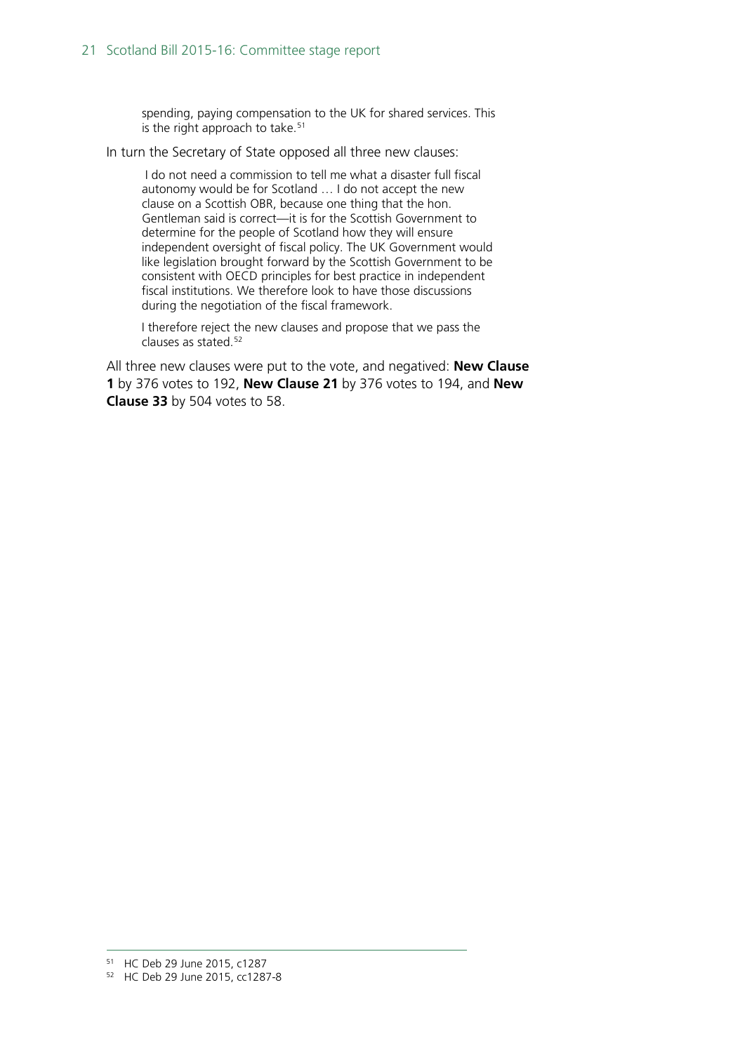> spending, paying compensation to the UK for shared services. This is the right approach to take.[51]

In turn the Secretary of State opposed all three new clauses:

> I do not need a commission to tell me what a disaster full fiscal autonomy would be for Scotland … I do not accept the new clause on a Scottish OBR, because one thing that the hon. Gentleman said is correct—it is for the Scottish Government to determine for the people of Scotland how they will ensure independent oversight of fiscal policy. The UK Government would like legislation brought forward by the Scottish Government to be consistent with OECD principles for best practice in independent fiscal institutions. We therefore look to have those discussions during the negotiation of the fiscal framework.
>
> I therefore reject the new clauses and propose that we pass the clauses as stated.[52]

All three new clauses were put to the vote, and negatived: **New Clause 1** by 376 votes to 192, **New Clause 21** by 376 votes to 194, and **New Clause 33** by 504 votes to 58.

---

[51] HC Deb 29 June 2015, c1287

[52] HC Deb 29 June 2015, cc1287-8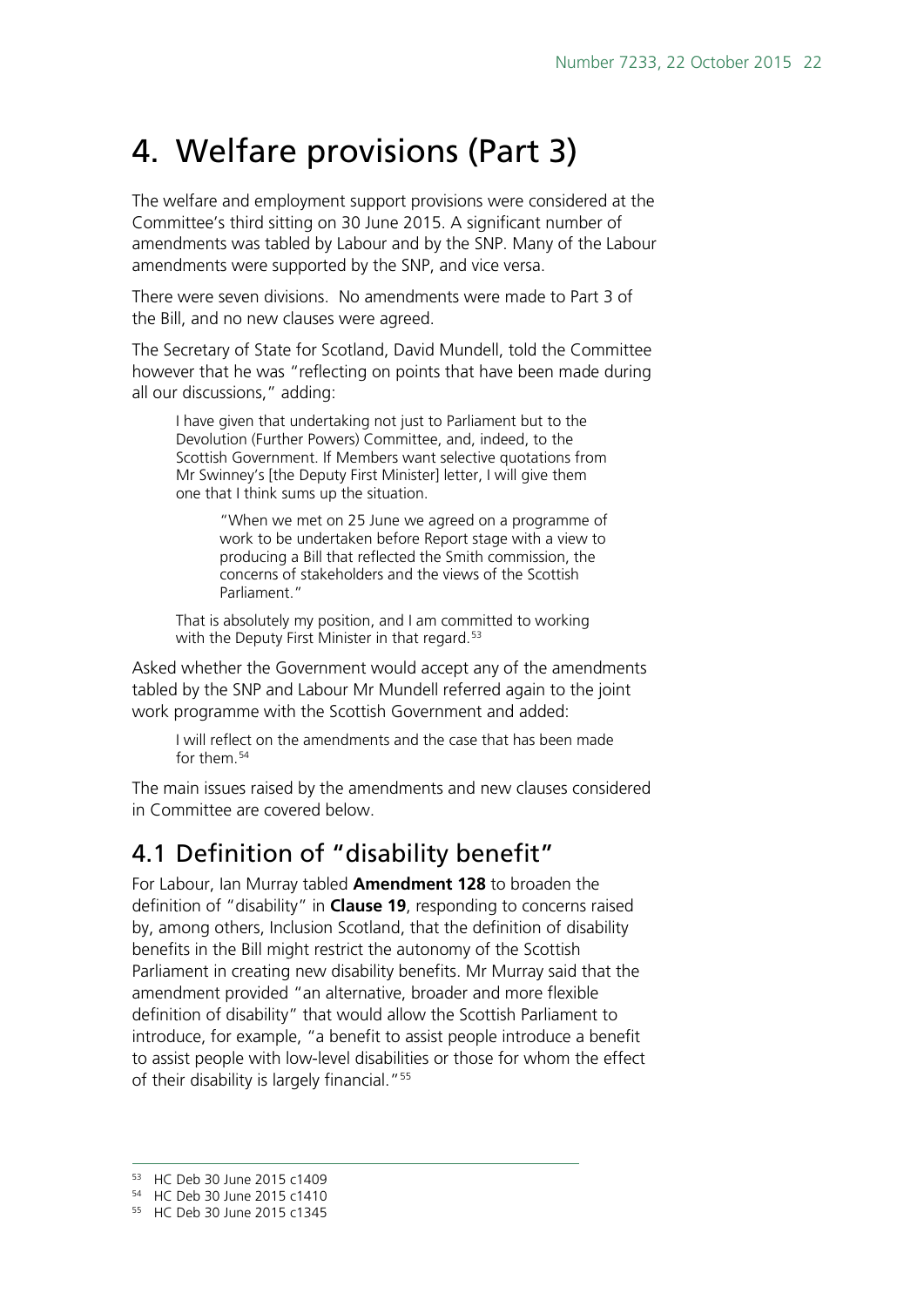# 4. Welfare provisions (Part 3)

The welfare and employment support provisions were considered at the Committee's third sitting on 30 June 2015. A significant number of amendments was tabled by Labour and by the SNP. Many of the Labour amendments were supported by the SNP, and vice versa.

There were seven divisions. No amendments were made to Part 3 of the Bill, and no new clauses were agreed.

The Secretary of State for Scotland, David Mundell, told the Committee however that he was "reflecting on points that have been made during all our discussions," adding:

> I have given that undertaking not just to Parliament but to the Devolution (Further Powers) Committee, and, indeed, to the Scottish Government. If Members want selective quotations from Mr Swinney's [the Deputy First Minister] letter, I will give them one that I think sums up the situation.
>
> > "When we met on 25 June we agreed on a programme of work to be undertaken before Report stage with a view to producing a Bill that reflected the Smith commission, the concerns of stakeholders and the views of the Scottish Parliament."
>
> That is absolutely my position, and I am committed to working with the Deputy First Minister in that regard.[53]

Asked whether the Government would accept any of the amendments tabled by the SNP and Labour Mr Mundell referred again to the joint work programme with the Scottish Government and added:

> I will reflect on the amendments and the case that has been made for them.[54]

The main issues raised by the amendments and new clauses considered in Committee are covered below.

## 4.1 Definition of "disability benefit"

For Labour, Ian Murray tabled **Amendment 128** to broaden the definition of "disability" in **Clause 19**, responding to concerns raised by, among others, Inclusion Scotland, that the definition of disability benefits in the Bill might restrict the autonomy of the Scottish Parliament in creating new disability benefits. Mr Murray said that the amendment provided "an alternative, broader and more flexible definition of disability" that would allow the Scottish Parliament to introduce, for example, "a benefit to assist people introduce a benefit to assist people with low-level disabilities or those for whom the effect of their disability is largely financial."[55]

---

[53] HC Deb 30 June 2015 c1409

[54] HC Deb 30 June 2015 c1410

[55] HC Deb 30 June 2015 c1345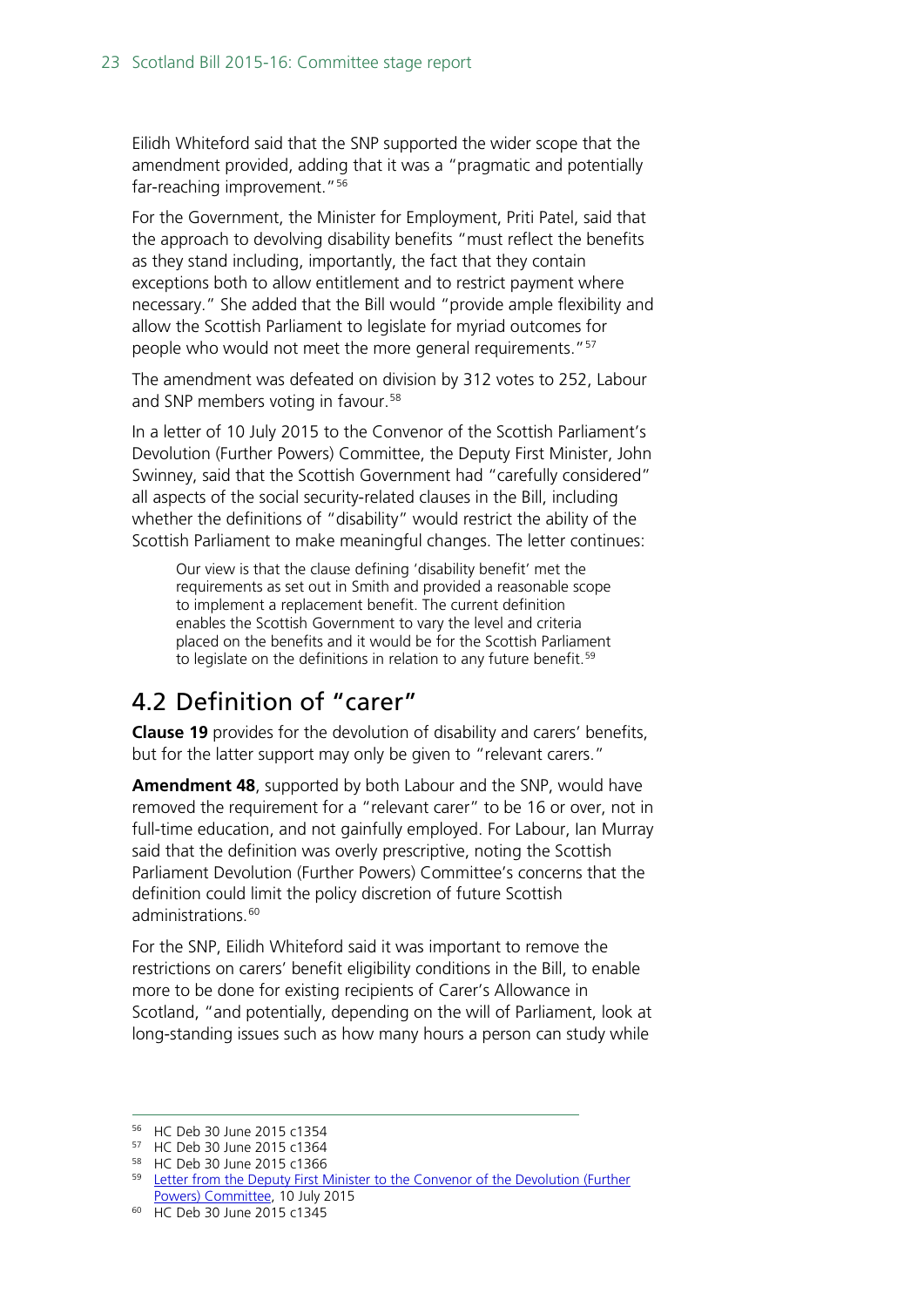Eilidh Whiteford said that the SNP supported the wider scope that the amendment provided, adding that it was a "pragmatic and potentially far-reaching improvement."[56]

For the Government, the Minister for Employment, Priti Patel, said that the approach to devolving disability benefits "must reflect the benefits as they stand including, importantly, the fact that they contain exceptions both to allow entitlement and to restrict payment where necessary." She added that the Bill would "provide ample flexibility and allow the Scottish Parliament to legislate for myriad outcomes for people who would not meet the more general requirements."[57]

The amendment was defeated on division by 312 votes to 252, Labour and SNP members voting in favour.[58]

In a letter of 10 July 2015 to the Convenor of the Scottish Parliament's Devolution (Further Powers) Committee, the Deputy First Minister, John Swinney, said that the Scottish Government had "carefully considered" all aspects of the social security-related clauses in the Bill, including whether the definitions of "disability" would restrict the ability of the Scottish Parliament to make meaningful changes. The letter continues:

> Our view is that the clause defining 'disability benefit' met the requirements as set out in Smith and provided a reasonable scope to implement a replacement benefit. The current definition enables the Scottish Government to vary the level and criteria placed on the benefits and it would be for the Scottish Parliament to legislate on the definitions in relation to any future benefit.[59]

## 4.2 Definition of "carer"

**Clause 19** provides for the devolution of disability and carers' benefits, but for the latter support may only be given to "relevant carers."

**Amendment 48**, supported by both Labour and the SNP, would have removed the requirement for a "relevant carer" to be 16 or over, not in full-time education, and not gainfully employed. For Labour, Ian Murray said that the definition was overly prescriptive, noting the Scottish Parliament Devolution (Further Powers) Committee's concerns that the definition could limit the policy discretion of future Scottish administrations.[60]

For the SNP, Eilidh Whiteford said it was important to remove the restrictions on carers' benefit eligibility conditions in the Bill, to enable more to be done for existing recipients of Carer's Allowance in Scotland, "and potentially, depending on the will of Parliament, look at long-standing issues such as how many hours a person can study while

---

[56] HC Deb 30 June 2015 c1354

[57] HC Deb 30 June 2015 c1364

[58] HC Deb 30 June 2015 c1366

[59] Letter from the Deputy First Minister to the Convenor of the Devolution (Further Powers) Committee, 10 July 2015

[60] HC Deb 30 June 2015 c1345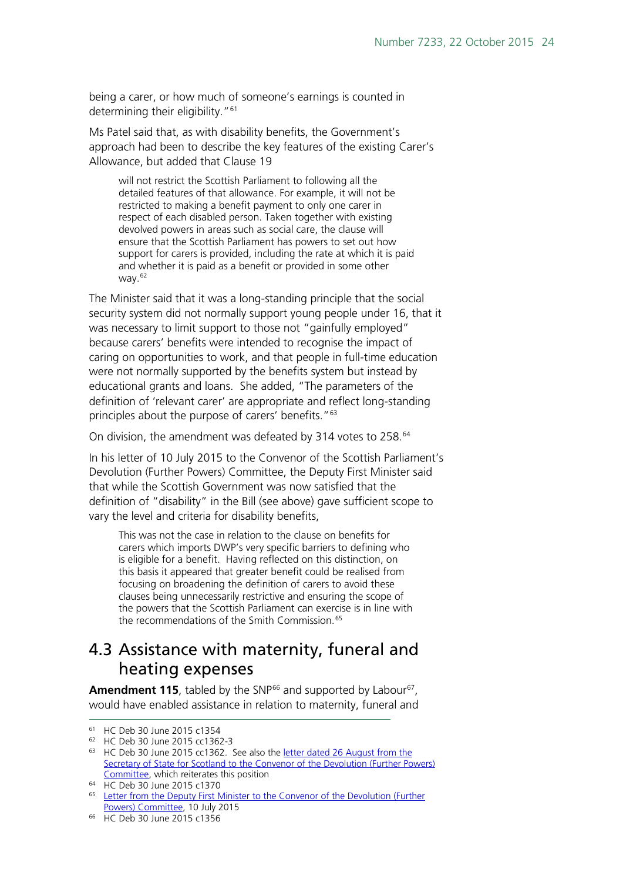being a carer, or how much of someone's earnings is counted in determining their eligibility."[61]

Ms Patel said that, as with disability benefits, the Government's approach had been to describe the key features of the existing Carer's Allowance, but added that Clause 19

> will not restrict the Scottish Parliament to following all the detailed features of that allowance. For example, it will not be restricted to making a benefit payment to only one carer in respect of each disabled person. Taken together with existing devolved powers in areas such as social care, the clause will ensure that the Scottish Parliament has powers to set out how support for carers is provided, including the rate at which it is paid and whether it is paid as a benefit or provided in some other way.[62]

The Minister said that it was a long-standing principle that the social security system did not normally support young people under 16, that it was necessary to limit support to those not "gainfully employed" because carers' benefits were intended to recognise the impact of caring on opportunities to work, and that people in full-time education were not normally supported by the benefits system but instead by educational grants and loans. She added, "The parameters of the definition of 'relevant carer' are appropriate and reflect long-standing principles about the purpose of carers' benefits."[63]

On division, the amendment was defeated by 314 votes to 258.[64]

In his letter of 10 July 2015 to the Convenor of the Scottish Parliament's Devolution (Further Powers) Committee, the Deputy First Minister said that while the Scottish Government was now satisfied that the definition of "disability" in the Bill (see above) gave sufficient scope to vary the level and criteria for disability benefits,

> This was not the case in relation to the clause on benefits for carers which imports DWP's very specific barriers to defining who is eligible for a benefit. Having reflected on this distinction, on this basis it appeared that greater benefit could be realised from focusing on broadening the definition of carers to avoid these clauses being unnecessarily restrictive and ensuring the scope of the powers that the Scottish Parliament can exercise is in line with the recommendations of the Smith Commission.[65]

## 4.3 Assistance with maternity, funeral and heating expenses

**Amendment 115**, tabled by the SNP[66] and supported by Labour[67], would have enabled assistance in relation to maternity, funeral and

---

[61] HC Deb 30 June 2015 c1354

[62] HC Deb 30 June 2015 cc1362-3

[63] HC Deb 30 June 2015 cc1362. See also the letter dated 26 August from the Secretary of State for Scotland to the Convenor of the Devolution (Further Powers) Committee, which reiterates this position

[64] HC Deb 30 June 2015 c1370

[65] Letter from the Deputy First Minister to the Convenor of the Devolution (Further Powers) Committee, 10 July 2015

[66] HC Deb 30 June 2015 c1356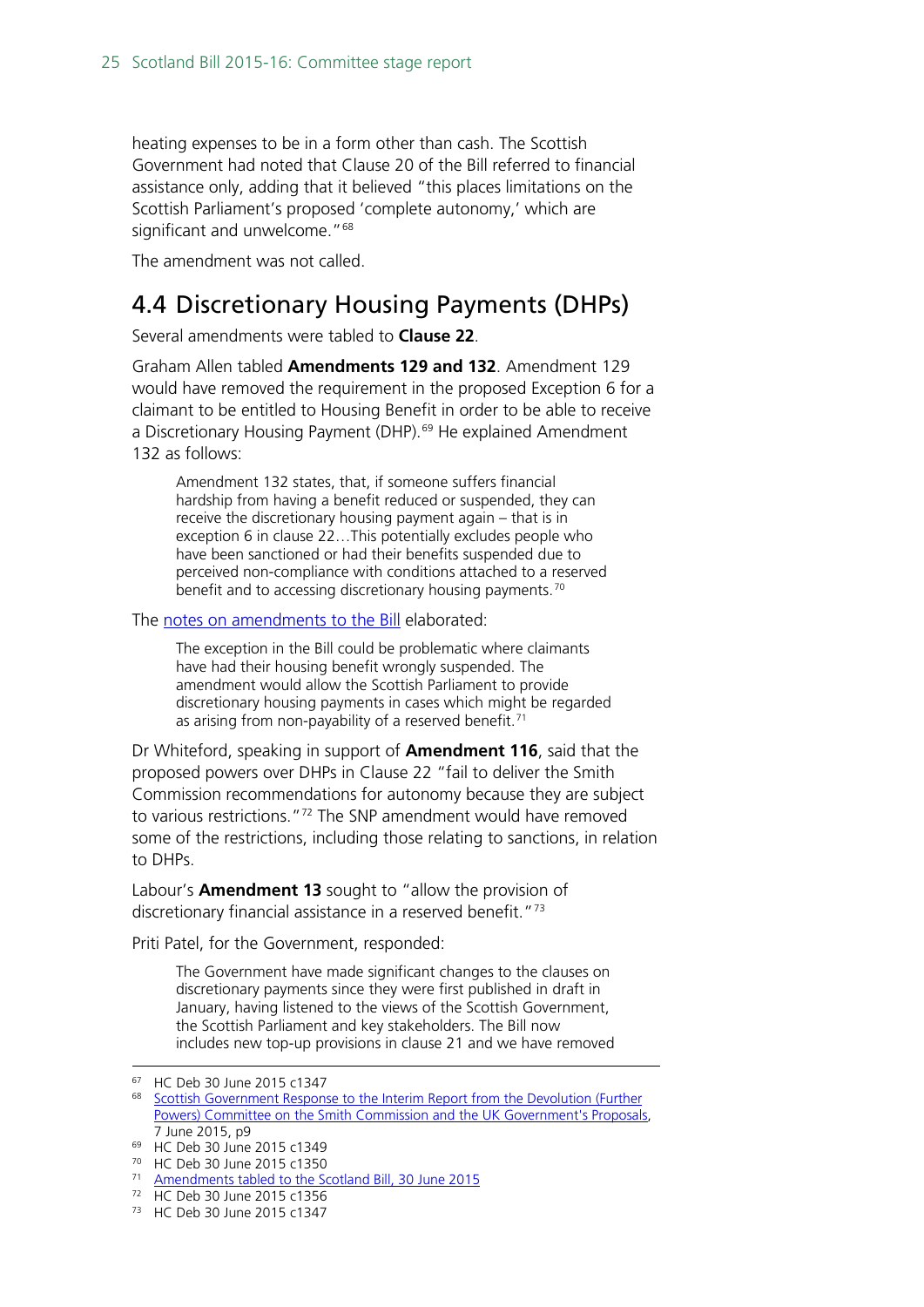heating expenses to be in a form other than cash. The Scottish Government had noted that Clause 20 of the Bill referred to financial assistance only, adding that it believed "this places limitations on the Scottish Parliament's proposed 'complete autonomy,' which are significant and unwelcome."[68]

The amendment was not called.

## 4.4 Discretionary Housing Payments (DHPs)

Several amendments were tabled to **Clause 22**.

Graham Allen tabled **Amendments 129 and 132**. Amendment 129 would have removed the requirement in the proposed Exception 6 for a claimant to be entitled to Housing Benefit in order to be able to receive a Discretionary Housing Payment (DHP).[69] He explained Amendment 132 as follows:

> Amendment 132 states, that, if someone suffers financial hardship from having a benefit reduced or suspended, they can receive the discretionary housing payment again – that is in exception 6 in clause 22…This potentially excludes people who have been sanctioned or had their benefits suspended due to perceived non-compliance with conditions attached to a reserved benefit and to accessing discretionary housing payments.[70]

The notes on amendments to the Bill elaborated:

> The exception in the Bill could be problematic where claimants have had their housing benefit wrongly suspended. The amendment would allow the Scottish Parliament to provide discretionary housing payments in cases which might be regarded as arising from non-payability of a reserved benefit.[71]

Dr Whiteford, speaking in support of **Amendment 116**, said that the proposed powers over DHPs in Clause 22 "fail to deliver the Smith Commission recommendations for autonomy because they are subject to various restrictions."[72] The SNP amendment would have removed some of the restrictions, including those relating to sanctions, in relation to DHPs.

Labour's **Amendment 13** sought to "allow the provision of discretionary financial assistance in a reserved benefit."[73]

Priti Patel, for the Government, responded:

> The Government have made significant changes to the clauses on discretionary payments since they were first published in draft in January, having listened to the views of the Scottish Government, the Scottish Parliament and key stakeholders. The Bill now includes new top-up provisions in clause 21 and we have removed

---

67 HC Deb 30 June 2015 c1347

68 Scottish Government Response to the Interim Report from the Devolution (Further Powers) Committee on the Smith Commission and the UK Government's Proposals, 7 June 2015, p9

69 HC Deb 30 June 2015 c1349

70 HC Deb 30 June 2015 c1350

71 Amendments tabled to the Scotland Bill, 30 June 2015

72 HC Deb 30 June 2015 c1356

73 HC Deb 30 June 2015 c1347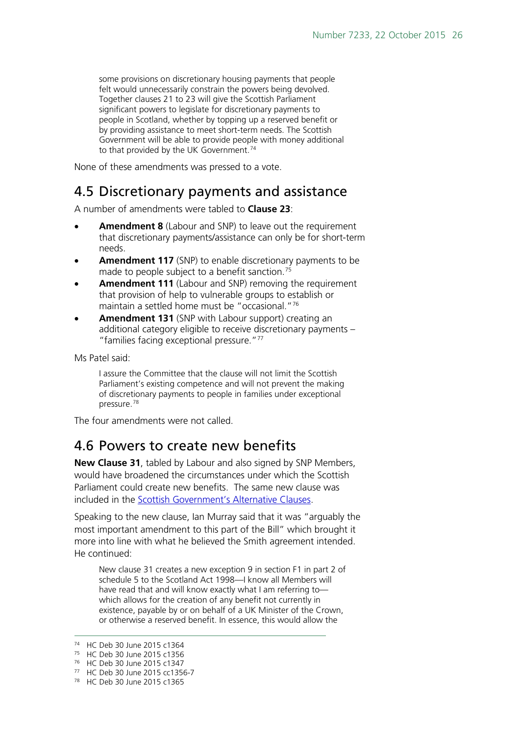> some provisions on discretionary housing payments that people felt would unnecessarily constrain the powers being devolved. Together clauses 21 to 23 will give the Scottish Parliament significant powers to legislate for discretionary payments to people in Scotland, whether by topping up a reserved benefit or by providing assistance to meet short-term needs. The Scottish Government will be able to provide people with money additional to that provided by the UK Government.[74]

None of these amendments was pressed to a vote.

## 4.5 Discretionary payments and assistance

A number of amendments were tabled to **Clause 23**:

- **Amendment 8** (Labour and SNP) to leave out the requirement that discretionary payments/assistance can only be for short-term needs.
- **Amendment 117** (SNP) to enable discretionary payments to be made to people subject to a benefit sanction.[75]
- **Amendment 111** (Labour and SNP) removing the requirement that provision of help to vulnerable groups to establish or maintain a settled home must be "occasional."[76]
- **Amendment 131** (SNP with Labour support) creating an additional category eligible to receive discretionary payments – "families facing exceptional pressure."[77]

Ms Patel said:

> I assure the Committee that the clause will not limit the Scottish Parliament's existing competence and will not prevent the making of discretionary payments to people in families under exceptional pressure.[78]

The four amendments were not called.

## 4.6 Powers to create new benefits

**New Clause 31**, tabled by Labour and also signed by SNP Members, would have broadened the circumstances under which the Scottish Parliament could create new benefits. The same new clause was included in the Scottish Government's Alternative Clauses.

Speaking to the new clause, Ian Murray said that it was "arguably the most important amendment to this part of the Bill" which brought it more into line with what he believed the Smith agreement intended. He continued:

> New clause 31 creates a new exception 9 in section F1 in part 2 of schedule 5 to the Scotland Act 1998—I know all Members will have read that and will know exactly what I am referring to—which allows for the creation of any benefit not currently in existence, payable by or on behalf of a UK Minister of the Crown, or otherwise a reserved benefit. In essence, this would allow the

---

[74] HC Deb 30 June 2015 c1364
[75] HC Deb 30 June 2015 c1356
[76] HC Deb 30 June 2015 c1347
[77] HC Deb 30 June 2015 cc1356-7
[78] HC Deb 30 June 2015 c1365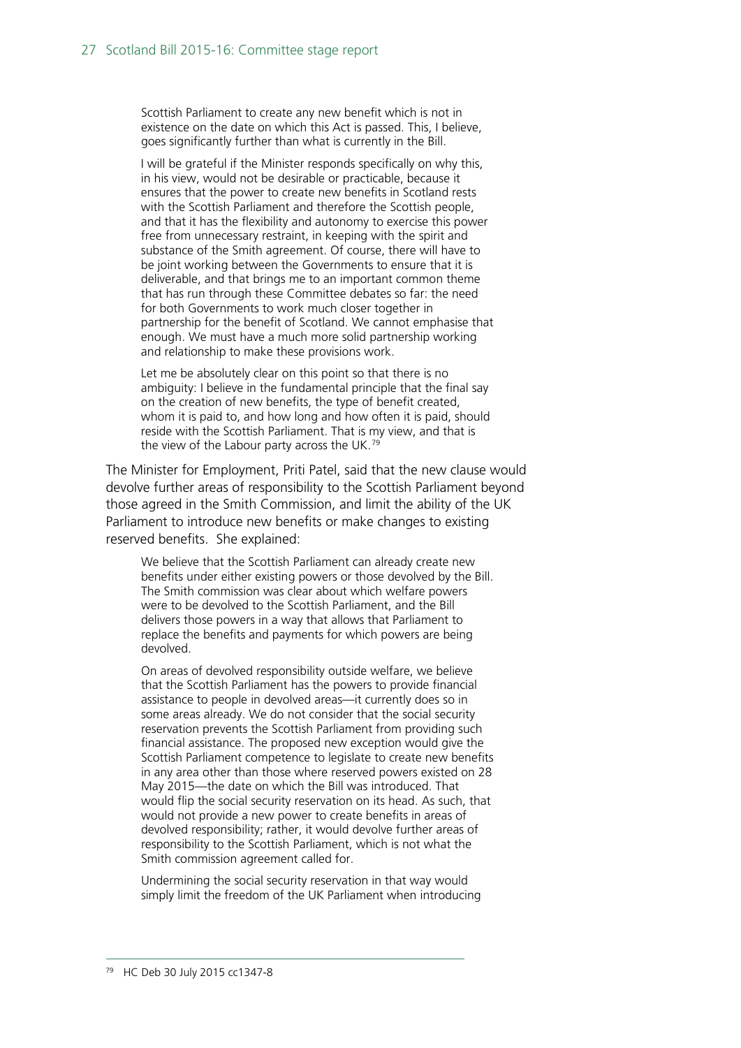> Scottish Parliament to create any new benefit which is not in existence on the date on which this Act is passed. This, I believe, goes significantly further than what is currently in the Bill.
>
> I will be grateful if the Minister responds specifically on why this, in his view, would not be desirable or practicable, because it ensures that the power to create new benefits in Scotland rests with the Scottish Parliament and therefore the Scottish people, and that it has the flexibility and autonomy to exercise this power free from unnecessary restraint, in keeping with the spirit and substance of the Smith agreement. Of course, there will have to be joint working between the Governments to ensure that it is deliverable, and that brings me to an important common theme that has run through these Committee debates so far: the need for both Governments to work much closer together in partnership for the benefit of Scotland. We cannot emphasise that enough. We must have a much more solid partnership working and relationship to make these provisions work.
>
> Let me be absolutely clear on this point so that there is no ambiguity: I believe in the fundamental principle that the final say on the creation of new benefits, the type of benefit created, whom it is paid to, and how long and how often it is paid, should reside with the Scottish Parliament. That is my view, and that is the view of the Labour party across the UK.[79]

The Minister for Employment, Priti Patel, said that the new clause would devolve further areas of responsibility to the Scottish Parliament beyond those agreed in the Smith Commission, and limit the ability of the UK Parliament to introduce new benefits or make changes to existing reserved benefits. She explained:

> We believe that the Scottish Parliament can already create new benefits under either existing powers or those devolved by the Bill. The Smith commission was clear about which welfare powers were to be devolved to the Scottish Parliament, and the Bill delivers those powers in a way that allows that Parliament to replace the benefits and payments for which powers are being devolved.
>
> On areas of devolved responsibility outside welfare, we believe that the Scottish Parliament has the powers to provide financial assistance to people in devolved areas—it currently does so in some areas already. We do not consider that the social security reservation prevents the Scottish Parliament from providing such financial assistance. The proposed new exception would give the Scottish Parliament competence to legislate to create new benefits in any area other than those where reserved powers existed on 28 May 2015—the date on which the Bill was introduced. That would flip the social security reservation on its head. As such, that would not provide a new power to create benefits in areas of devolved responsibility; rather, it would devolve further areas of responsibility to the Scottish Parliament, which is not what the Smith commission agreement called for.
>
> Undermining the social security reservation in that way would simply limit the freedom of the UK Parliament when introducing

[79] HC Deb 30 July 2015 cc1347-8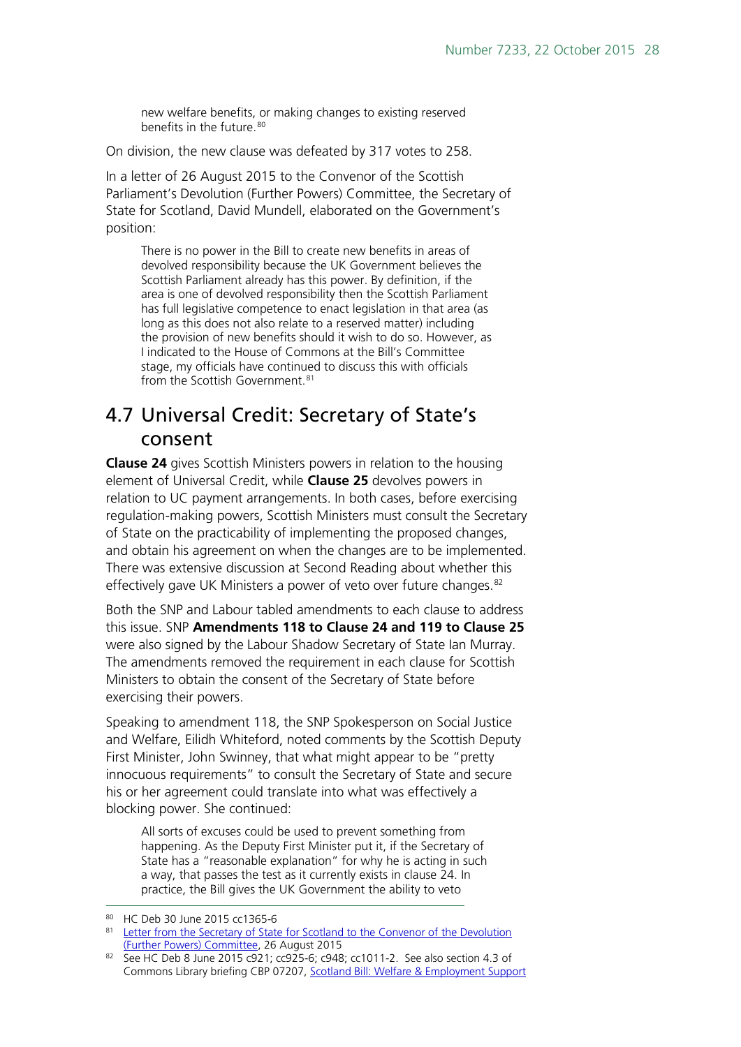> new welfare benefits, or making changes to existing reserved benefits in the future.[80]

On division, the new clause was defeated by 317 votes to 258.

In a letter of 26 August 2015 to the Convenor of the Scottish Parliament's Devolution (Further Powers) Committee, the Secretary of State for Scotland, David Mundell, elaborated on the Government's position:

> There is no power in the Bill to create new benefits in areas of devolved responsibility because the UK Government believes the Scottish Parliament already has this power. By definition, if the area is one of devolved responsibility then the Scottish Parliament has full legislative competence to enact legislation in that area (as long as this does not also relate to a reserved matter) including the provision of new benefits should it wish to do so. However, as I indicated to the House of Commons at the Bill's Committee stage, my officials have continued to discuss this with officials from the Scottish Government.[81]

## 4.7 Universal Credit: Secretary of State's consent

**Clause 24** gives Scottish Ministers powers in relation to the housing element of Universal Credit, while **Clause 25** devolves powers in relation to UC payment arrangements. In both cases, before exercising regulation-making powers, Scottish Ministers must consult the Secretary of State on the practicability of implementing the proposed changes, and obtain his agreement on when the changes are to be implemented. There was extensive discussion at Second Reading about whether this effectively gave UK Ministers a power of veto over future changes.[82]

Both the SNP and Labour tabled amendments to each clause to address this issue. SNP **Amendments 118 to Clause 24 and 119 to Clause 25** were also signed by the Labour Shadow Secretary of State Ian Murray. The amendments removed the requirement in each clause for Scottish Ministers to obtain the consent of the Secretary of State before exercising their powers.

Speaking to amendment 118, the SNP Spokesperson on Social Justice and Welfare, Eilidh Whiteford, noted comments by the Scottish Deputy First Minister, John Swinney, that what might appear to be "pretty innocuous requirements" to consult the Secretary of State and secure his or her agreement could translate into what was effectively a blocking power. She continued:

> All sorts of excuses could be used to prevent something from happening. As the Deputy First Minister put it, if the Secretary of State has a "reasonable explanation" for why he is acting in such a way, that passes the test as it currently exists in clause 24. In practice, the Bill gives the UK Government the ability to veto

---

[80] HC Deb 30 June 2015 cc1365-6

[81] Letter from the Secretary of State for Scotland to the Convenor of the Devolution (Further Powers) Committee, 26 August 2015

[82] See HC Deb 8 June 2015 c921; cc925-6; c948; cc1011-2. See also section 4.3 of Commons Library briefing CBP 07207, Scotland Bill: Welfare & Employment Support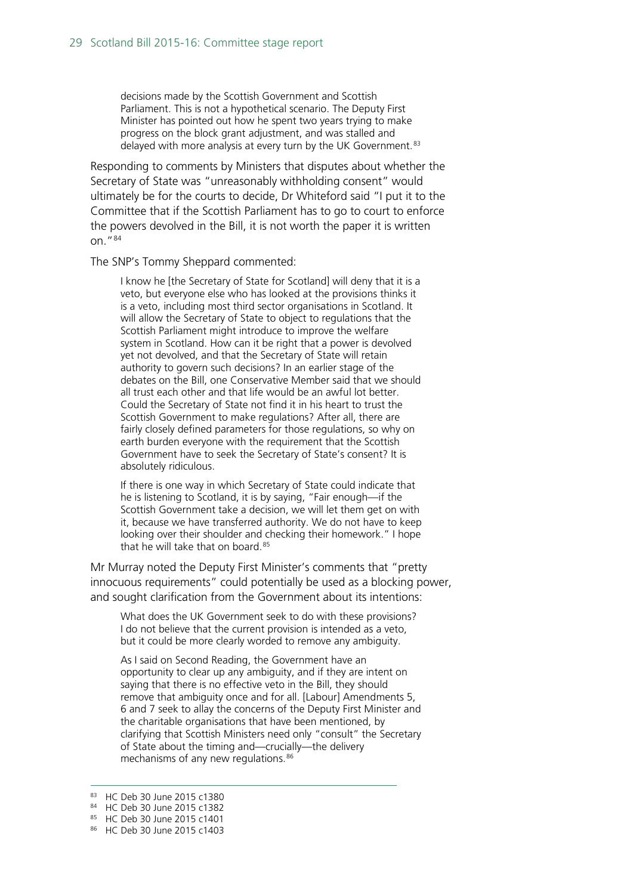> decisions made by the Scottish Government and Scottish Parliament. This is not a hypothetical scenario. The Deputy First Minister has pointed out how he spent two years trying to make progress on the block grant adjustment, and was stalled and delayed with more analysis at every turn by the UK Government.[83]

Responding to comments by Ministers that disputes about whether the Secretary of State was "unreasonably withholding consent" would ultimately be for the courts to decide, Dr Whiteford said "I put it to the Committee that if the Scottish Parliament has to go to court to enforce the powers devolved in the Bill, it is not worth the paper it is written on."[84]

The SNP's Tommy Sheppard commented:

> I know he [the Secretary of State for Scotland] will deny that it is a veto, but everyone else who has looked at the provisions thinks it is a veto, including most third sector organisations in Scotland. It will allow the Secretary of State to object to regulations that the Scottish Parliament might introduce to improve the welfare system in Scotland. How can it be right that a power is devolved yet not devolved, and that the Secretary of State will retain authority to govern such decisions? In an earlier stage of the debates on the Bill, one Conservative Member said that we should all trust each other and that life would be an awful lot better. Could the Secretary of State not find it in his heart to trust the Scottish Government to make regulations? After all, there are fairly closely defined parameters for those regulations, so why on earth burden everyone with the requirement that the Scottish Government have to seek the Secretary of State's consent? It is absolutely ridiculous.
>
> If there is one way in which Secretary of State could indicate that he is listening to Scotland, it is by saying, "Fair enough—if the Scottish Government take a decision, we will let them get on with it, because we have transferred authority. We do not have to keep looking over their shoulder and checking their homework." I hope that he will take that on board.[85]

Mr Murray noted the Deputy First Minister's comments that "pretty innocuous requirements" could potentially be used as a blocking power, and sought clarification from the Government about its intentions:

> What does the UK Government seek to do with these provisions? I do not believe that the current provision is intended as a veto, but it could be more clearly worded to remove any ambiguity.
>
> As I said on Second Reading, the Government have an opportunity to clear up any ambiguity, and if they are intent on saying that there is no effective veto in the Bill, they should remove that ambiguity once and for all. [Labour] Amendments 5, 6 and 7 seek to allay the concerns of the Deputy First Minister and the charitable organisations that have been mentioned, by clarifying that Scottish Ministers need only "consult" the Secretary of State about the timing and—crucially—the delivery mechanisms of any new regulations.[86]

---

[83] HC Deb 30 June 2015 c1380

[84] HC Deb 30 June 2015 c1382

[85] HC Deb 30 June 2015 c1401

[86] HC Deb 30 June 2015 c1403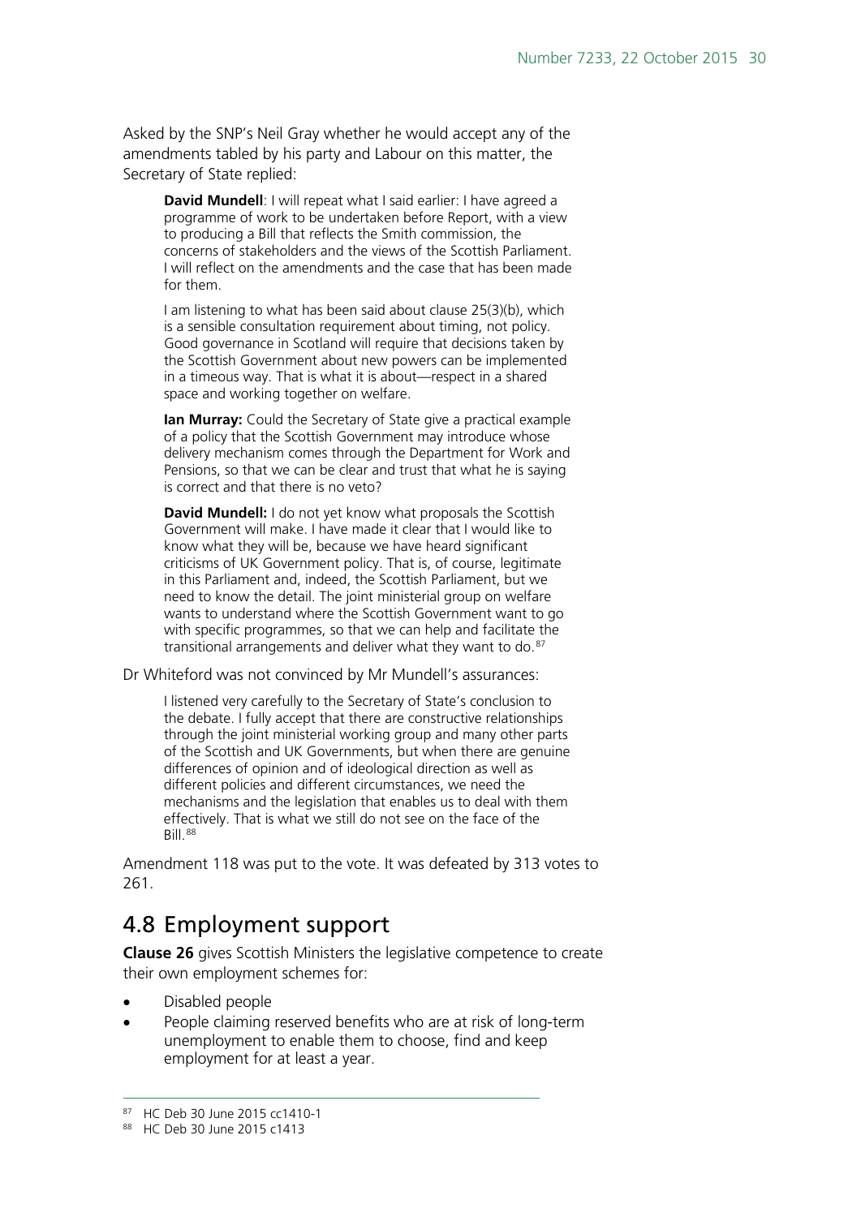Asked by the SNP's Neil Gray whether he would accept any of the amendments tabled by his party and Labour on this matter, the Secretary of State replied:

> **David Mundell**: I will repeat what I said earlier: I have agreed a programme of work to be undertaken before Report, with a view to producing a Bill that reflects the Smith commission, the concerns of stakeholders and the views of the Scottish Parliament. I will reflect on the amendments and the case that has been made for them.
>
> I am listening to what has been said about clause 25(3)(b), which is a sensible consultation requirement about timing, not policy. Good governance in Scotland will require that decisions taken by the Scottish Government about new powers can be implemented in a timeous way. That is what it is about—respect in a shared space and working together on welfare.
>
> **Ian Murray:** Could the Secretary of State give a practical example of a policy that the Scottish Government may introduce whose delivery mechanism comes through the Department for Work and Pensions, so that we can be clear and trust that what he is saying is correct and that there is no veto?
>
> **David Mundell:** I do not yet know what proposals the Scottish Government will make. I have made it clear that I would like to know what they will be, because we have heard significant criticisms of UK Government policy. That is, of course, legitimate in this Parliament and, indeed, the Scottish Parliament, but we need to know the detail. The joint ministerial group on welfare wants to understand where the Scottish Government want to go with specific programmes, so that we can help and facilitate the transitional arrangements and deliver what they want to do.[87]

Dr Whiteford was not convinced by Mr Mundell's assurances:

> I listened very carefully to the Secretary of State's conclusion to the debate. I fully accept that there are constructive relationships through the joint ministerial working group and many other parts of the Scottish and UK Governments, but when there are genuine differences of opinion and of ideological direction as well as different policies and different circumstances, we need the mechanisms and the legislation that enables us to deal with them effectively. That is what we still do not see on the face of the Bill.[88]

Amendment 118 was put to the vote. It was defeated by 313 votes to 261.

## 4.8 Employment support

**Clause 26** gives Scottish Ministers the legislative competence to create their own employment schemes for:

- Disabled people
- People claiming reserved benefits who are at risk of long-term unemployment to enable them to choose, find and keep employment for at least a year.

---

[87] HC Deb 30 June 2015 cc1410-1

[88] HC Deb 30 June 2015 c1413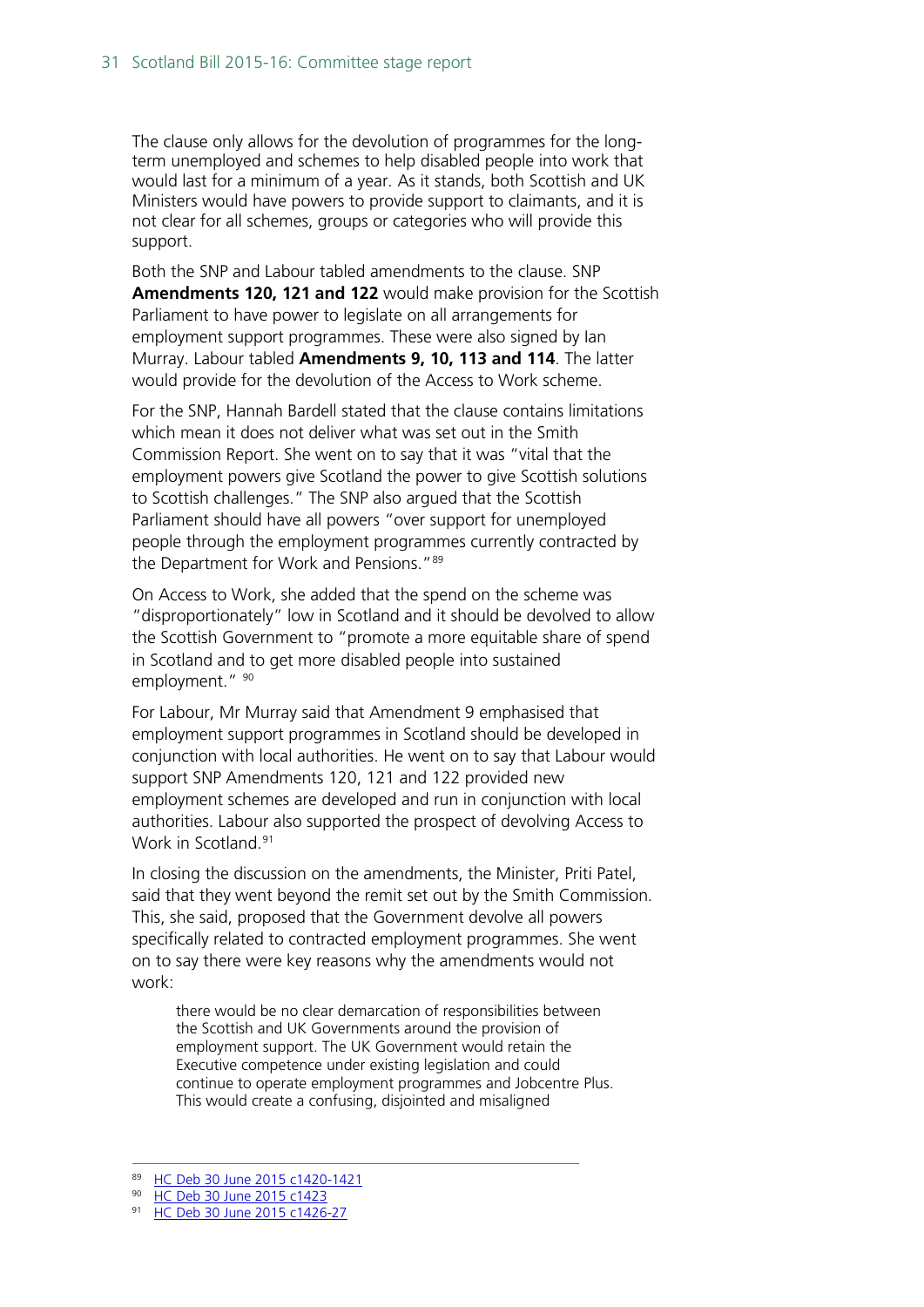The clause only allows for the devolution of programmes for the long-term unemployed and schemes to help disabled people into work that would last for a minimum of a year. As it stands, both Scottish and UK Ministers would have powers to provide support to claimants, and it is not clear for all schemes, groups or categories who will provide this support.

Both the SNP and Labour tabled amendments to the clause. SNP **Amendments 120, 121 and 122** would make provision for the Scottish Parliament to have power to legislate on all arrangements for employment support programmes. These were also signed by Ian Murray. Labour tabled **Amendments 9, 10, 113 and 114**. The latter would provide for the devolution of the Access to Work scheme.

For the SNP, Hannah Bardell stated that the clause contains limitations which mean it does not deliver what was set out in the Smith Commission Report. She went on to say that it was "vital that the employment powers give Scotland the power to give Scottish solutions to Scottish challenges." The SNP also argued that the Scottish Parliament should have all powers "over support for unemployed people through the employment programmes currently contracted by the Department for Work and Pensions."[89]

On Access to Work, she added that the spend on the scheme was "disproportionately" low in Scotland and it should be devolved to allow the Scottish Government to "promote a more equitable share of spend in Scotland and to get more disabled people into sustained employment." [90]

For Labour, Mr Murray said that Amendment 9 emphasised that employment support programmes in Scotland should be developed in conjunction with local authorities. He went on to say that Labour would support SNP Amendments 120, 121 and 122 provided new employment schemes are developed and run in conjunction with local authorities. Labour also supported the prospect of devolving Access to Work in Scotland.[91]

In closing the discussion on the amendments, the Minister, Priti Patel, said that they went beyond the remit set out by the Smith Commission. This, she said, proposed that the Government devolve all powers specifically related to contracted employment programmes. She went on to say there were key reasons why the amendments would not work:

> there would be no clear demarcation of responsibilities between the Scottish and UK Governments around the provision of employment support. The UK Government would retain the Executive competence under existing legislation and could continue to operate employment programmes and Jobcentre Plus. This would create a confusing, disjointed and misaligned

---

[89] HC Deb 30 June 2015 c1420-1421

[90] HC Deb 30 June 2015 c1423

[91] HC Deb 30 June 2015 c1426-27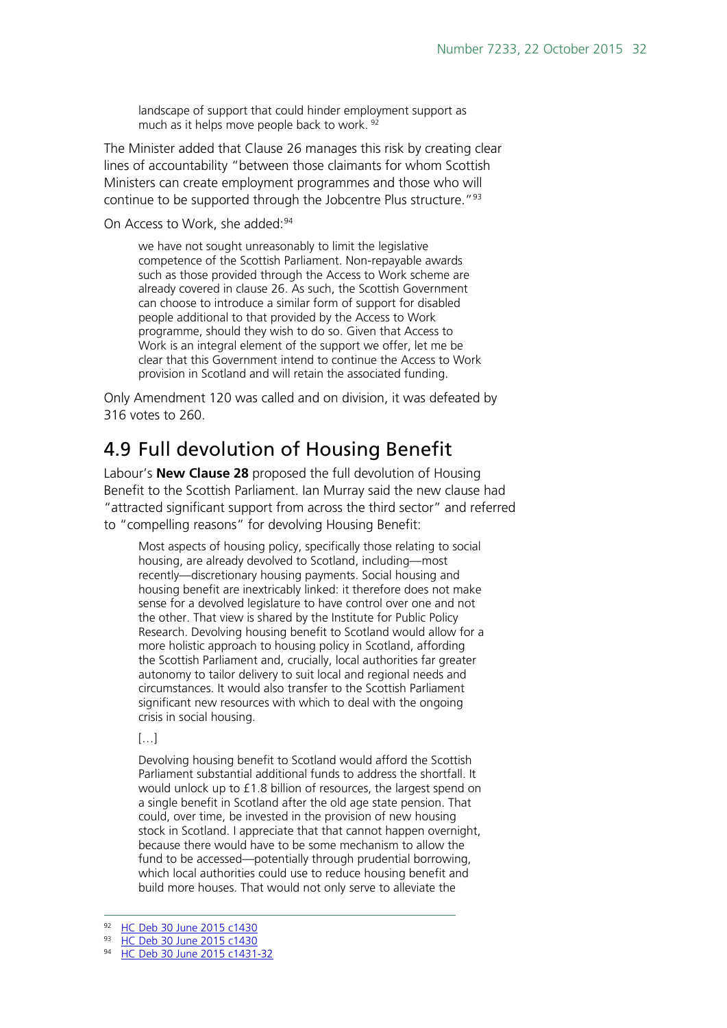> landscape of support that could hinder employment support as much as it helps move people back to work. [92]

The Minister added that Clause 26 manages this risk by creating clear lines of accountability "between those claimants for whom Scottish Ministers can create employment programmes and those who will continue to be supported through the Jobcentre Plus structure."[93]

On Access to Work, she added:[94]

> we have not sought unreasonably to limit the legislative competence of the Scottish Parliament. Non-repayable awards such as those provided through the Access to Work scheme are already covered in clause 26. As such, the Scottish Government can choose to introduce a similar form of support for disabled people additional to that provided by the Access to Work programme, should they wish to do so. Given that Access to Work is an integral element of the support we offer, let me be clear that this Government intend to continue the Access to Work provision in Scotland and will retain the associated funding.

Only Amendment 120 was called and on division, it was defeated by 316 votes to 260.

## 4.9 Full devolution of Housing Benefit

Labour's **New Clause 28** proposed the full devolution of Housing Benefit to the Scottish Parliament. Ian Murray said the new clause had "attracted significant support from across the third sector" and referred to "compelling reasons" for devolving Housing Benefit:

> Most aspects of housing policy, specifically those relating to social housing, are already devolved to Scotland, including—most recently—discretionary housing payments. Social housing and housing benefit are inextricably linked: it therefore does not make sense for a devolved legislature to have control over one and not the other. That view is shared by the Institute for Public Policy Research. Devolving housing benefit to Scotland would allow for a more holistic approach to housing policy in Scotland, affording the Scottish Parliament and, crucially, local authorities far greater autonomy to tailor delivery to suit local and regional needs and circumstances. It would also transfer to the Scottish Parliament significant new resources with which to deal with the ongoing crisis in social housing.
>
> […]
>
> Devolving housing benefit to Scotland would afford the Scottish Parliament substantial additional funds to address the shortfall. It would unlock up to £1.8 billion of resources, the largest spend on a single benefit in Scotland after the old age state pension. That could, over time, be invested in the provision of new housing stock in Scotland. I appreciate that that cannot happen overnight, because there would have to be some mechanism to allow the fund to be accessed—potentially through prudential borrowing, which local authorities could use to reduce housing benefit and build more houses. That would not only serve to alleviate the

---

[92] HC Deb 30 June 2015 c1430

[93] HC Deb 30 June 2015 c1430

[94] HC Deb 30 June 2015 c1431-32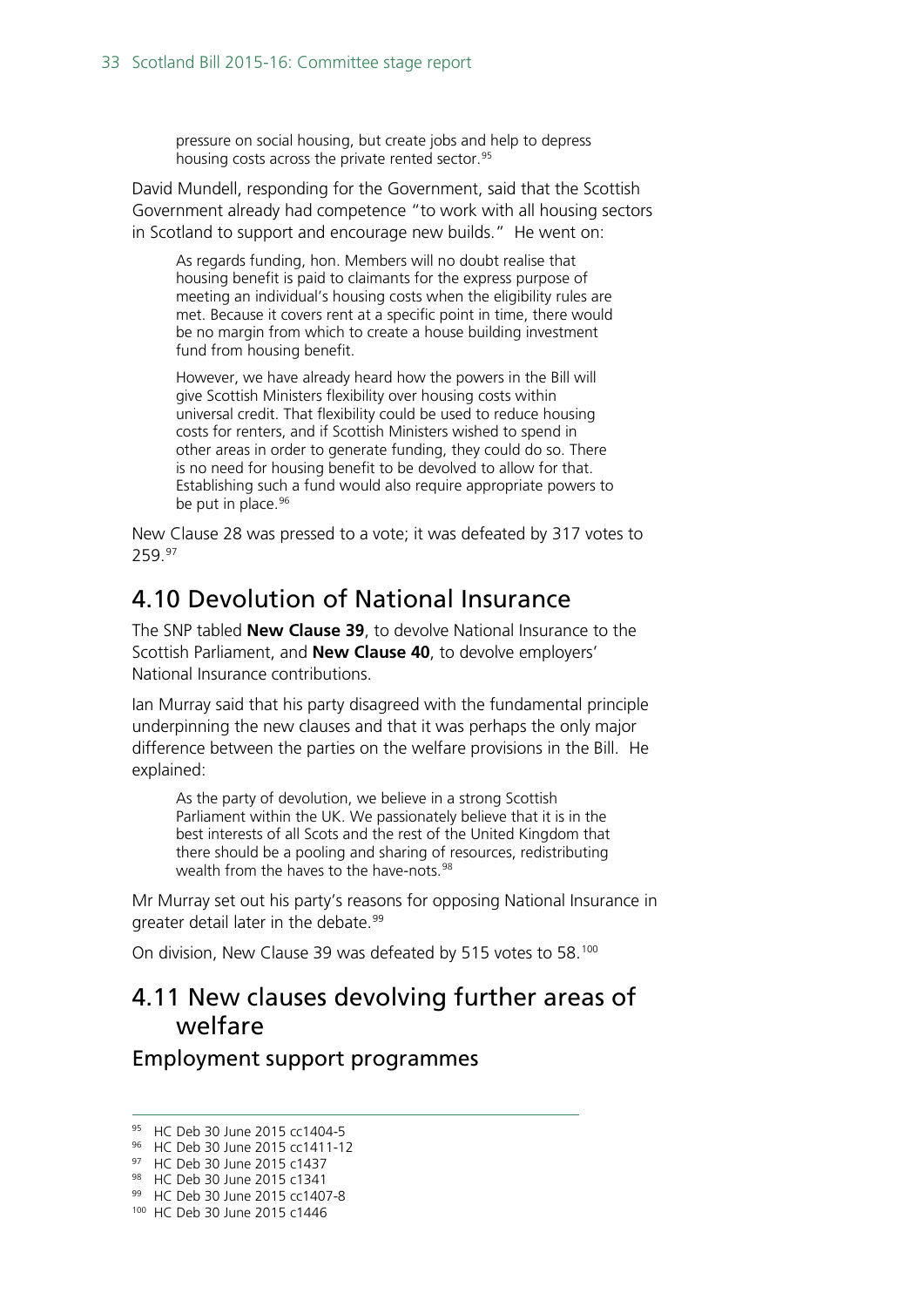> pressure on social housing, but create jobs and help to depress housing costs across the private rented sector.[95]

David Mundell, responding for the Government, said that the Scottish Government already had competence "to work with all housing sectors in Scotland to support and encourage new builds." He went on:

> As regards funding, hon. Members will no doubt realise that housing benefit is paid to claimants for the express purpose of meeting an individual's housing costs when the eligibility rules are met. Because it covers rent at a specific point in time, there would be no margin from which to create a house building investment fund from housing benefit.
>
> However, we have already heard how the powers in the Bill will give Scottish Ministers flexibility over housing costs within universal credit. That flexibility could be used to reduce housing costs for renters, and if Scottish Ministers wished to spend in other areas in order to generate funding, they could do so. There is no need for housing benefit to be devolved to allow for that. Establishing such a fund would also require appropriate powers to be put in place.[96]

New Clause 28 was pressed to a vote; it was defeated by 317 votes to 259.[97]

## 4.10 Devolution of National Insurance

The SNP tabled **New Clause 39**, to devolve National Insurance to the Scottish Parliament, and **New Clause 40**, to devolve employers' National Insurance contributions.

Ian Murray said that his party disagreed with the fundamental principle underpinning the new clauses and that it was perhaps the only major difference between the parties on the welfare provisions in the Bill. He explained:

> As the party of devolution, we believe in a strong Scottish Parliament within the UK. We passionately believe that it is in the best interests of all Scots and the rest of the United Kingdom that there should be a pooling and sharing of resources, redistributing wealth from the haves to the have-nots.[98]

Mr Murray set out his party's reasons for opposing National Insurance in greater detail later in the debate.[99]

On division, New Clause 39 was defeated by 515 votes to 58.[100]

## 4.11 New clauses devolving further areas of welfare

### Employment support programmes

---

[95] HC Deb 30 June 2015 cc1404-5
[96] HC Deb 30 June 2015 cc1411-12
[97] HC Deb 30 June 2015 c1437
[98] HC Deb 30 June 2015 c1341
[99] HC Deb 30 June 2015 cc1407-8
[100] HC Deb 30 June 2015 c1446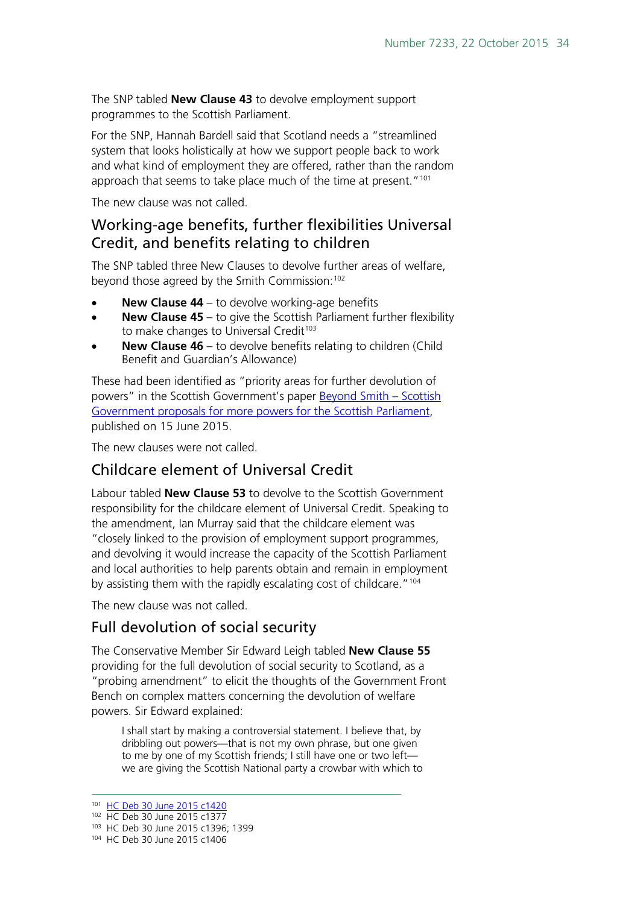The SNP tabled **New Clause 43** to devolve employment support programmes to the Scottish Parliament.

For the SNP, Hannah Bardell said that Scotland needs a "streamlined system that looks holistically at how we support people back to work and what kind of employment they are offered, rather than the random approach that seems to take place much of the time at present."[101]

The new clause was not called.

## Working-age benefits, further flexibilities Universal Credit, and benefits relating to children

The SNP tabled three New Clauses to devolve further areas of welfare, beyond those agreed by the Smith Commission:[102]

- **New Clause 44** – to devolve working-age benefits
- **New Clause 45** – to give the Scottish Parliament further flexibility to make changes to Universal Credit[103]
- **New Clause 46** – to devolve benefits relating to children (Child Benefit and Guardian's Allowance)

These had been identified as "priority areas for further devolution of powers" in the Scottish Government's paper Beyond Smith – Scottish Government proposals for more powers for the Scottish Parliament, published on 15 June 2015.

The new clauses were not called.

## Childcare element of Universal Credit

Labour tabled **New Clause 53** to devolve to the Scottish Government responsibility for the childcare element of Universal Credit. Speaking to the amendment, Ian Murray said that the childcare element was "closely linked to the provision of employment support programmes, and devolving it would increase the capacity of the Scottish Parliament and local authorities to help parents obtain and remain in employment by assisting them with the rapidly escalating cost of childcare."[104]

The new clause was not called.

## Full devolution of social security

The Conservative Member Sir Edward Leigh tabled **New Clause 55** providing for the full devolution of social security to Scotland, as a "probing amendment" to elicit the thoughts of the Government Front Bench on complex matters concerning the devolution of welfare powers. Sir Edward explained:

> I shall start by making a controversial statement. I believe that, by dribbling out powers—that is not my own phrase, but one given to me by one of my Scottish friends; I still have one or two left—we are giving the Scottish National party a crowbar with which to

---

[101] HC Deb 30 June 2015 c1420
[102] HC Deb 30 June 2015 c1377
[103] HC Deb 30 June 2015 c1396; 1399
[104] HC Deb 30 June 2015 c1406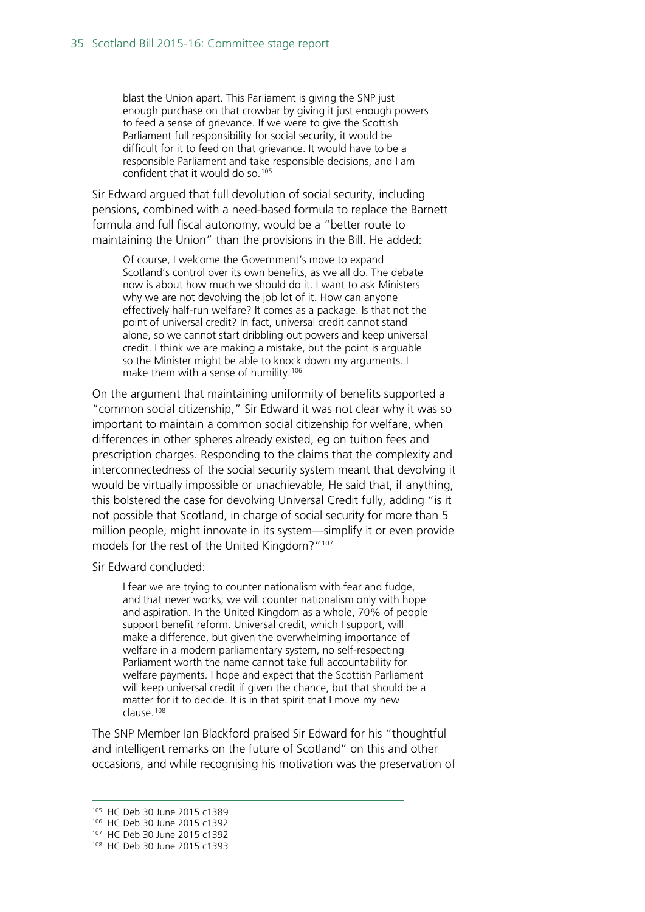> blast the Union apart. This Parliament is giving the SNP just enough purchase on that crowbar by giving it just enough powers to feed a sense of grievance. If we were to give the Scottish Parliament full responsibility for social security, it would be difficult for it to feed on that grievance. It would have to be a responsible Parliament and take responsible decisions, and I am confident that it would do so.[105]

Sir Edward argued that full devolution of social security, including pensions, combined with a need-based formula to replace the Barnett formula and full fiscal autonomy, would be a "better route to maintaining the Union" than the provisions in the Bill. He added:

> Of course, I welcome the Government's move to expand Scotland's control over its own benefits, as we all do. The debate now is about how much we should do it. I want to ask Ministers why we are not devolving the job lot of it. How can anyone effectively half-run welfare? It comes as a package. Is that not the point of universal credit? In fact, universal credit cannot stand alone, so we cannot start dribbling out powers and keep universal credit. I think we are making a mistake, but the point is arguable so the Minister might be able to knock down my arguments. I make them with a sense of humility.[106]

On the argument that maintaining uniformity of benefits supported a "common social citizenship," Sir Edward it was not clear why it was so important to maintain a common social citizenship for welfare, when differences in other spheres already existed, eg on tuition fees and prescription charges. Responding to the claims that the complexity and interconnectedness of the social security system meant that devolving it would be virtually impossible or unachievable, He said that, if anything, this bolstered the case for devolving Universal Credit fully, adding "is it not possible that Scotland, in charge of social security for more than 5 million people, might innovate in its system—simplify it or even provide models for the rest of the United Kingdom?"[107]

Sir Edward concluded:

> I fear we are trying to counter nationalism with fear and fudge, and that never works; we will counter nationalism only with hope and aspiration. In the United Kingdom as a whole, 70% of people support benefit reform. Universal credit, which I support, will make a difference, but given the overwhelming importance of welfare in a modern parliamentary system, no self-respecting Parliament worth the name cannot take full accountability for welfare payments. I hope and expect that the Scottish Parliament will keep universal credit if given the chance, but that should be a matter for it to decide. It is in that spirit that I move my new clause.[108]

The SNP Member Ian Blackford praised Sir Edward for his "thoughtful and intelligent remarks on the future of Scotland" on this and other occasions, and while recognising his motivation was the preservation of

---

[105] HC Deb 30 June 2015 c1389

[106] HC Deb 30 June 2015 c1392

[107] HC Deb 30 June 2015 c1392

[108] HC Deb 30 June 2015 c1393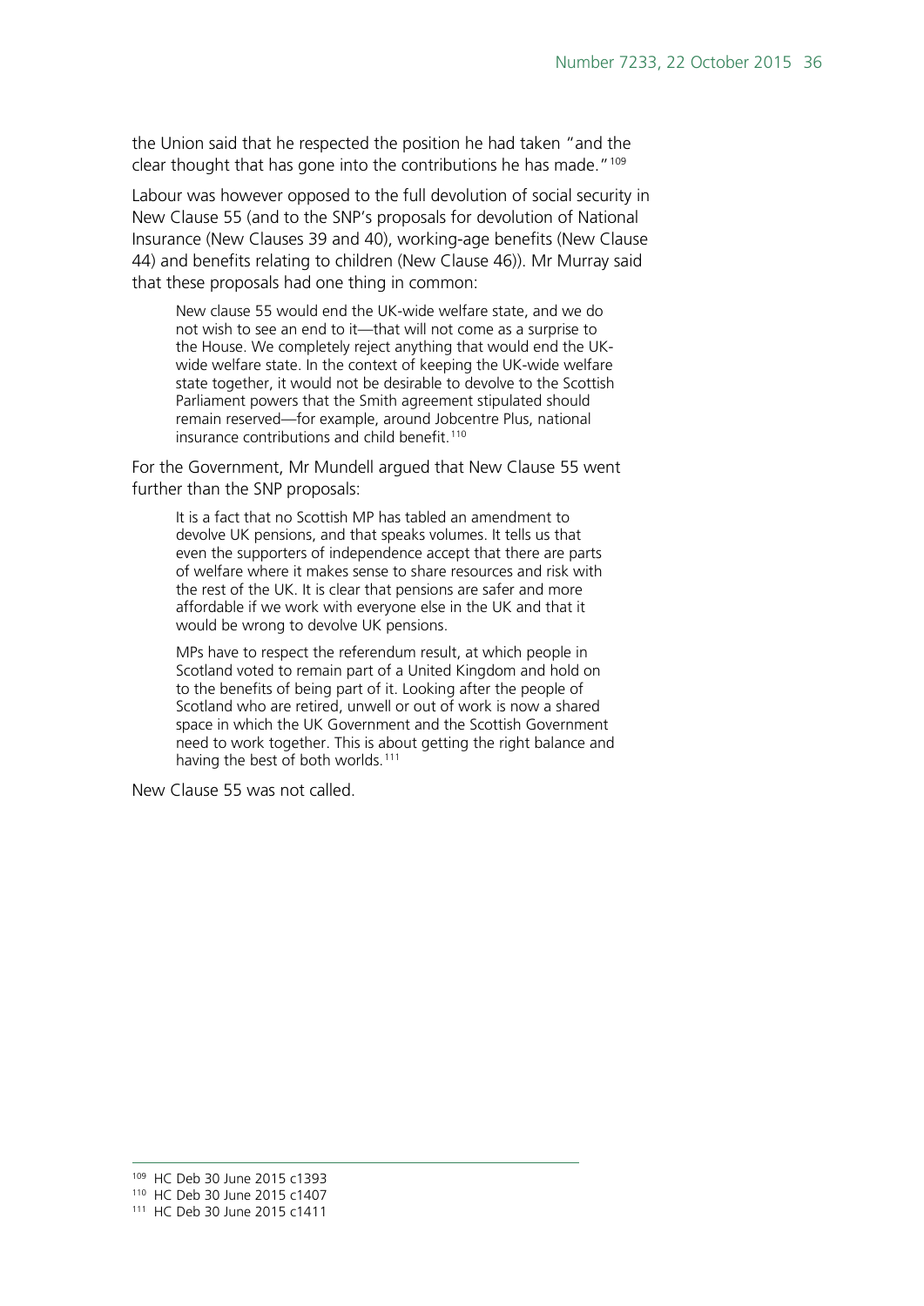the Union said that he respected the position he had taken "and the clear thought that has gone into the contributions he has made."[109]

Labour was however opposed to the full devolution of social security in New Clause 55 (and to the SNP's proposals for devolution of National Insurance (New Clauses 39 and 40), working-age benefits (New Clause 44) and benefits relating to children (New Clause 46)). Mr Murray said that these proposals had one thing in common:

> New clause 55 would end the UK-wide welfare state, and we do not wish to see an end to it—that will not come as a surprise to the House. We completely reject anything that would end the UK-wide welfare state. In the context of keeping the UK-wide welfare state together, it would not be desirable to devolve to the Scottish Parliament powers that the Smith agreement stipulated should remain reserved—for example, around Jobcentre Plus, national insurance contributions and child benefit.[110]

For the Government, Mr Mundell argued that New Clause 55 went further than the SNP proposals:

> It is a fact that no Scottish MP has tabled an amendment to devolve UK pensions, and that speaks volumes. It tells us that even the supporters of independence accept that there are parts of welfare where it makes sense to share resources and risk with the rest of the UK. It is clear that pensions are safer and more affordable if we work with everyone else in the UK and that it would be wrong to devolve UK pensions.
>
> MPs have to respect the referendum result, at which people in Scotland voted to remain part of a United Kingdom and hold on to the benefits of being part of it. Looking after the people of Scotland who are retired, unwell or out of work is now a shared space in which the UK Government and the Scottish Government need to work together. This is about getting the right balance and having the best of both worlds.[111]

New Clause 55 was not called.

---

[109] HC Deb 30 June 2015 c1393

[110] HC Deb 30 June 2015 c1407

[111] HC Deb 30 June 2015 c1411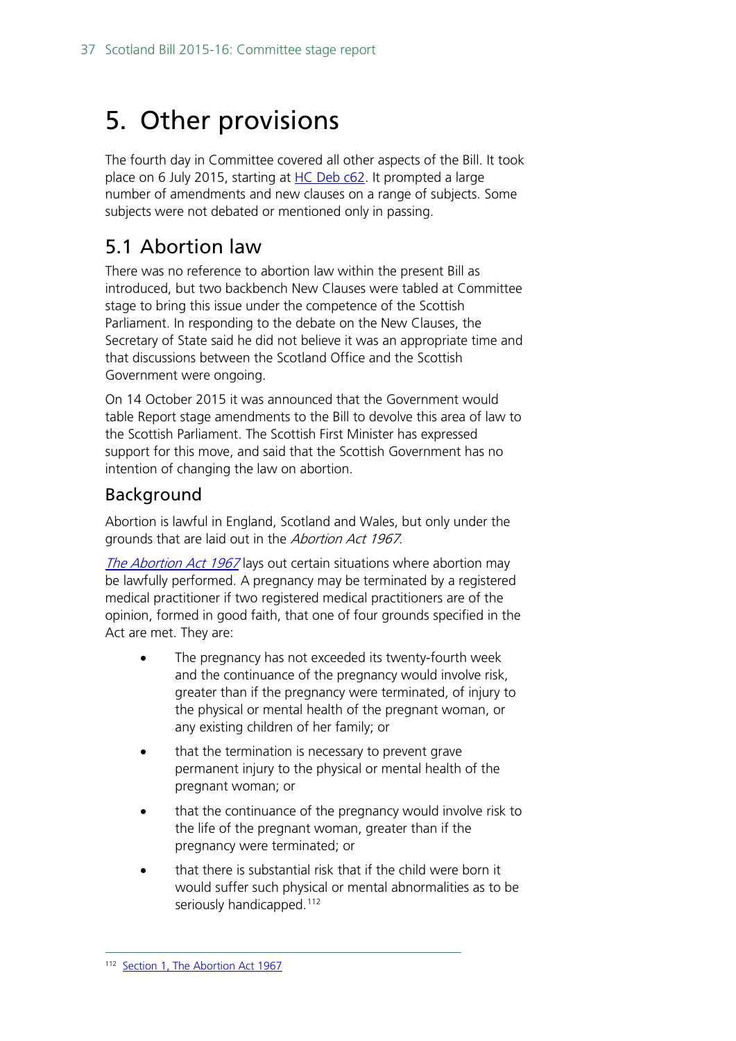# 5. Other provisions

The fourth day in Committee covered all other aspects of the Bill. It took place on 6 July 2015, starting at HC Deb c62. It prompted a large number of amendments and new clauses on a range of subjects. Some subjects were not debated or mentioned only in passing.

## 5.1 Abortion law

There was no reference to abortion law within the present Bill as introduced, but two backbench New Clauses were tabled at Committee stage to bring this issue under the competence of the Scottish Parliament. In responding to the debate on the New Clauses, the Secretary of State said he did not believe it was an appropriate time and that discussions between the Scotland Office and the Scottish Government were ongoing.

On 14 October 2015 it was announced that the Government would table Report stage amendments to the Bill to devolve this area of law to the Scottish Parliament. The Scottish First Minister has expressed support for this move, and said that the Scottish Government has no intention of changing the law on abortion.

### Background

Abortion is lawful in England, Scotland and Wales, but only under the grounds that are laid out in the *Abortion Act 1967*.

*The Abortion Act 1967* lays out certain situations where abortion may be lawfully performed. A pregnancy may be terminated by a registered medical practitioner if two registered medical practitioners are of the opinion, formed in good faith, that one of four grounds specified in the Act are met. They are:

- The pregnancy has not exceeded its twenty-fourth week and the continuance of the pregnancy would involve risk, greater than if the pregnancy were terminated, of injury to the physical or mental health of the pregnant woman, or any existing children of her family; or
- that the termination is necessary to prevent grave permanent injury to the physical or mental health of the pregnant woman; or
- that the continuance of the pregnancy would involve risk to the life of the pregnant woman, greater than if the pregnancy were terminated; or
- that there is substantial risk that if the child were born it would suffer such physical or mental abnormalities as to be seriously handicapped.[112]

[112] Section 1, The Abortion Act 1967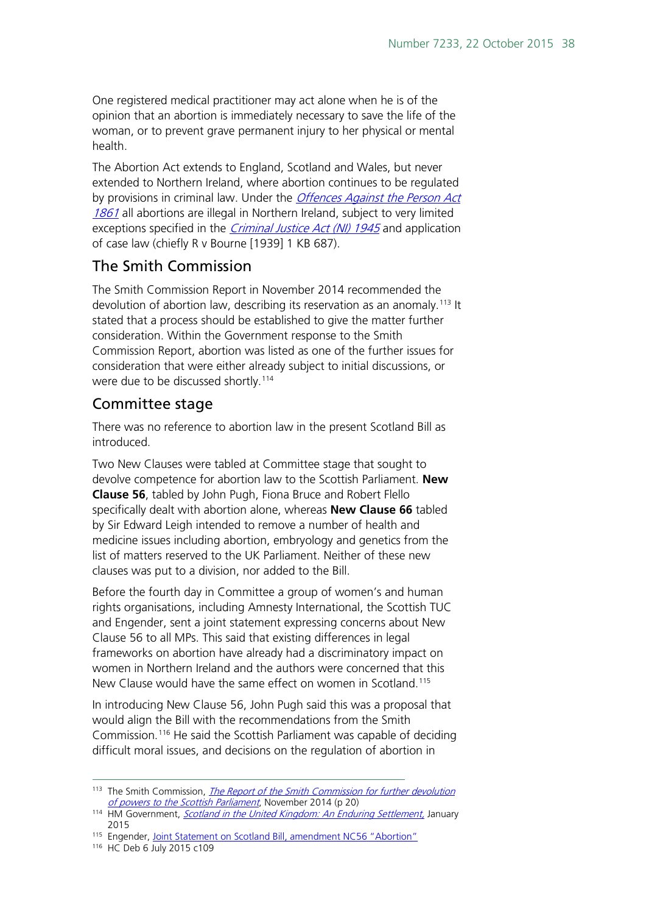One registered medical practitioner may act alone when he is of the opinion that an abortion is immediately necessary to save the life of the woman, or to prevent grave permanent injury to her physical or mental health.

The Abortion Act extends to England, Scotland and Wales, but never extended to Northern Ireland, where abortion continues to be regulated by provisions in criminal law. Under the *Offences Against the Person Act 1861* all abortions are illegal in Northern Ireland, subject to very limited exceptions specified in the *Criminal Justice Act (NI) 1945* and application of case law (chiefly R v Bourne [1939] 1 KB 687).

## The Smith Commission

The Smith Commission Report in November 2014 recommended the devolution of abortion law, describing its reservation as an anomaly.[113] It stated that a process should be established to give the matter further consideration. Within the Government response to the Smith Commission Report, abortion was listed as one of the further issues for consideration that were either already subject to initial discussions, or were due to be discussed shortly.[114]

## Committee stage

There was no reference to abortion law in the present Scotland Bill as introduced.

Two New Clauses were tabled at Committee stage that sought to devolve competence for abortion law to the Scottish Parliament. **New Clause 56**, tabled by John Pugh, Fiona Bruce and Robert Flello specifically dealt with abortion alone, whereas **New Clause 66** tabled by Sir Edward Leigh intended to remove a number of health and medicine issues including abortion, embryology and genetics from the list of matters reserved to the UK Parliament. Neither of these new clauses was put to a division, nor added to the Bill.

Before the fourth day in Committee a group of women's and human rights organisations, including Amnesty International, the Scottish TUC and Engender, sent a joint statement expressing concerns about New Clause 56 to all MPs. This said that existing differences in legal frameworks on abortion have already had a discriminatory impact on women in Northern Ireland and the authors were concerned that this New Clause would have the same effect on women in Scotland.[115]

In introducing New Clause 56, John Pugh said this was a proposal that would align the Bill with the recommendations from the Smith Commission.[116] He said the Scottish Parliament was capable of deciding difficult moral issues, and decisions on the regulation of abortion in

---

[113] The Smith Commission, *The Report of the Smith Commission for further devolution of powers to the Scottish Parliament*, November 2014 (p 20)

[114] HM Government, *Scotland in the United Kingdom: An Enduring Settlement*, January 2015

[115] Engender, Joint Statement on Scotland Bill, amendment NC56 "Abortion"

[116] HC Deb 6 July 2015 c109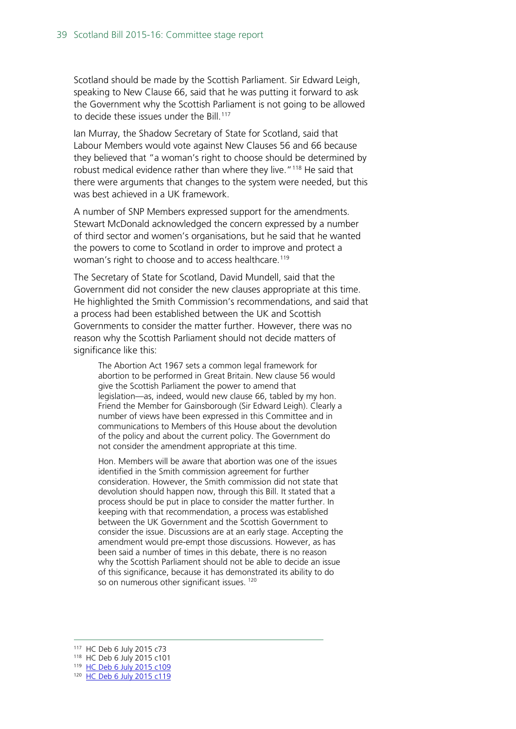Scotland should be made by the Scottish Parliament. Sir Edward Leigh, speaking to New Clause 66, said that he was putting it forward to ask the Government why the Scottish Parliament is not going to be allowed to decide these issues under the Bill.[117]

Ian Murray, the Shadow Secretary of State for Scotland, said that Labour Members would vote against New Clauses 56 and 66 because they believed that "a woman's right to choose should be determined by robust medical evidence rather than where they live."[118] He said that there were arguments that changes to the system were needed, but this was best achieved in a UK framework.

A number of SNP Members expressed support for the amendments. Stewart McDonald acknowledged the concern expressed by a number of third sector and women's organisations, but he said that he wanted the powers to come to Scotland in order to improve and protect a woman's right to choose and to access healthcare.[119]

The Secretary of State for Scotland, David Mundell, said that the Government did not consider the new clauses appropriate at this time. He highlighted the Smith Commission's recommendations, and said that a process had been established between the UK and Scottish Governments to consider the matter further. However, there was no reason why the Scottish Parliament should not decide matters of significance like this:

> The Abortion Act 1967 sets a common legal framework for abortion to be performed in Great Britain. New clause 56 would give the Scottish Parliament the power to amend that legislation—as, indeed, would new clause 66, tabled by my hon. Friend the Member for Gainsborough (Sir Edward Leigh). Clearly a number of views have been expressed in this Committee and in communications to Members of this House about the devolution of the policy and about the current policy. The Government do not consider the amendment appropriate at this time.
>
> Hon. Members will be aware that abortion was one of the issues identified in the Smith commission agreement for further consideration. However, the Smith commission did not state that devolution should happen now, through this Bill. It stated that a process should be put in place to consider the matter further. In keeping with that recommendation, a process was established between the UK Government and the Scottish Government to consider the issue. Discussions are at an early stage. Accepting the amendment would pre-empt those discussions. However, as has been said a number of times in this debate, there is no reason why the Scottish Parliament should not be able to decide an issue of this significance, because it has demonstrated its ability to do so on numerous other significant issues.[120]

---

[117] HC Deb 6 July 2015 c73

[118] HC Deb 6 July 2015 c101

[119] HC Deb 6 July 2015 c109

[120] HC Deb 6 July 2015 c119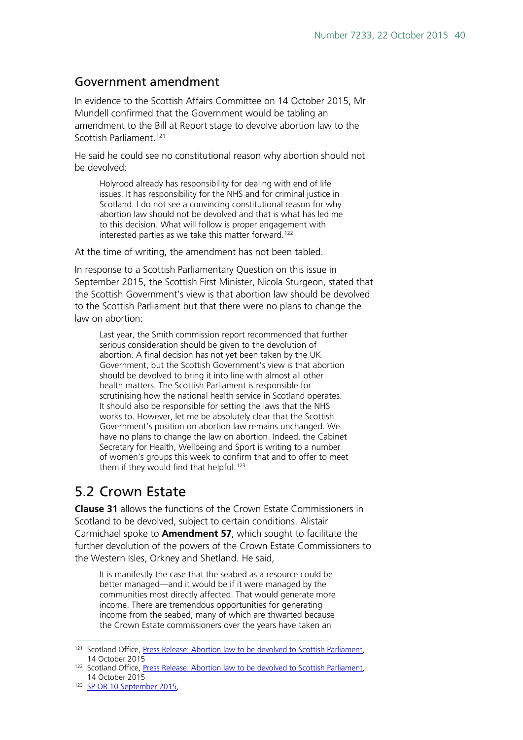## Government amendment

In evidence to the Scottish Affairs Committee on 14 October 2015, Mr Mundell confirmed that the Government would be tabling an amendment to the Bill at Report stage to devolve abortion law to the Scottish Parliament.[121]

He said he could see no constitutional reason why abortion should not be devolved:

> Holyrood already has responsibility for dealing with end of life issues. It has responsibility for the NHS and for criminal justice in Scotland. I do not see a convincing constitutional reason for why abortion law should not be devolved and that is what has led me to this decision. What will follow is proper engagement with interested parties as we take this matter forward.[122]

At the time of writing, the amendment has not been tabled.

In response to a Scottish Parliamentary Question on this issue in September 2015, the Scottish First Minister, Nicola Sturgeon, stated that the Scottish Government's view is that abortion law should be devolved to the Scottish Parliament but that there were no plans to change the law on abortion:

> Last year, the Smith commission report recommended that further serious consideration should be given to the devolution of abortion. A final decision has not yet been taken by the UK Government, but the Scottish Government's view is that abortion should be devolved to bring it into line with almost all other health matters. The Scottish Parliament is responsible for scrutinising how the national health service in Scotland operates. It should also be responsible for setting the laws that the NHS works to. However, let me be absolutely clear that the Scottish Government's position on abortion law remains unchanged. We have no plans to change the law on abortion. Indeed, the Cabinet Secretary for Health, Wellbeing and Sport is writing to a number of women's groups this week to confirm that and to offer to meet them if they would find that helpful.[123]

# 5.2 Crown Estate

**Clause 31** allows the functions of the Crown Estate Commissioners in Scotland to be devolved, subject to certain conditions. Alistair Carmichael spoke to **Amendment 57**, which sought to facilitate the further devolution of the powers of the Crown Estate Commissioners to the Western Isles, Orkney and Shetland. He said,

> It is manifestly the case that the seabed as a resource could be better managed—and it would be if it were managed by the communities most directly affected. That would generate more income. There are tremendous opportunities for generating income from the seabed, many of which are thwarted because the Crown Estate commissioners over the years have taken an

[121] Scotland Office, Press Release: Abortion law to be devolved to Scottish Parliament, 14 October 2015

[122] Scotland Office, Press Release: Abortion law to be devolved to Scottish Parliament, 14 October 2015

[123] SP OR 10 September 2015,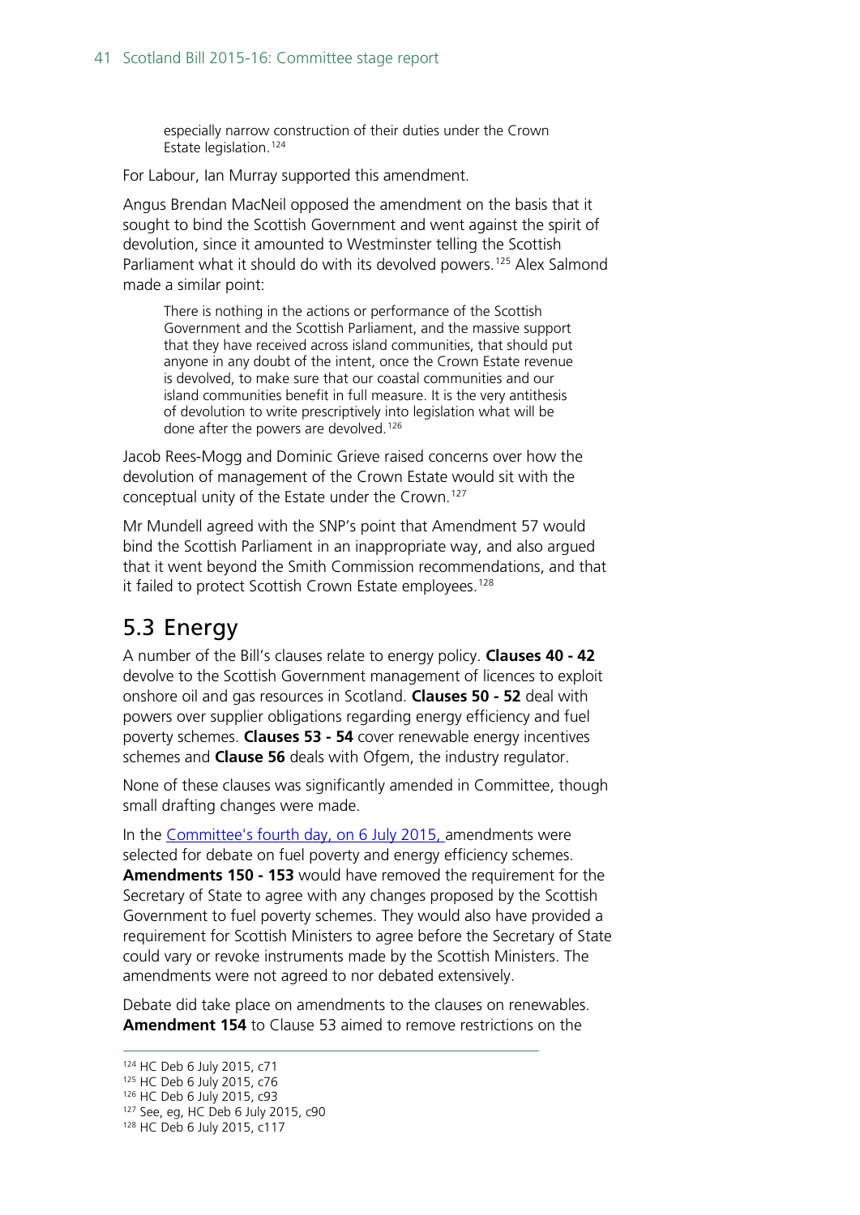> especially narrow construction of their duties under the Crown Estate legislation.[124]

For Labour, Ian Murray supported this amendment.

Angus Brendan MacNeil opposed the amendment on the basis that it sought to bind the Scottish Government and went against the spirit of devolution, since it amounted to Westminster telling the Scottish Parliament what it should do with its devolved powers.[125] Alex Salmond made a similar point:

> There is nothing in the actions or performance of the Scottish Government and the Scottish Parliament, and the massive support that they have received across island communities, that should put anyone in any doubt of the intent, once the Crown Estate revenue is devolved, to make sure that our coastal communities and our island communities benefit in full measure. It is the very antithesis of devolution to write prescriptively into legislation what will be done after the powers are devolved.[126]

Jacob Rees-Mogg and Dominic Grieve raised concerns over how the devolution of management of the Crown Estate would sit with the conceptual unity of the Estate under the Crown.[127]

Mr Mundell agreed with the SNP's point that Amendment 57 would bind the Scottish Parliament in an inappropriate way, and also argued that it went beyond the Smith Commission recommendations, and that it failed to protect Scottish Crown Estate employees.[128]

## 5.3 Energy

A number of the Bill's clauses relate to energy policy. **Clauses 40 - 42** devolve to the Scottish Government management of licences to exploit onshore oil and gas resources in Scotland. **Clauses 50 - 52** deal with powers over supplier obligations regarding energy efficiency and fuel poverty schemes. **Clauses 53 - 54** cover renewable energy incentives schemes and **Clause 56** deals with Ofgem, the industry regulator.

None of these clauses was significantly amended in Committee, though small drafting changes were made.

In the Committee's fourth day, on 6 July 2015, amendments were selected for debate on fuel poverty and energy efficiency schemes. **Amendments 150 - 153** would have removed the requirement for the Secretary of State to agree with any changes proposed by the Scottish Government to fuel poverty schemes. They would also have provided a requirement for Scottish Ministers to agree before the Secretary of State could vary or revoke instruments made by the Scottish Ministers. The amendments were not agreed to nor debated extensively.

Debate did take place on amendments to the clauses on renewables. **Amendment 154** to Clause 53 aimed to remove restrictions on the

---

[124] HC Deb 6 July 2015, c71

[125] HC Deb 6 July 2015, c76

[126] HC Deb 6 July 2015, c93

[127] See, eg, HC Deb 6 July 2015, c90

[128] HC Deb 6 July 2015, c117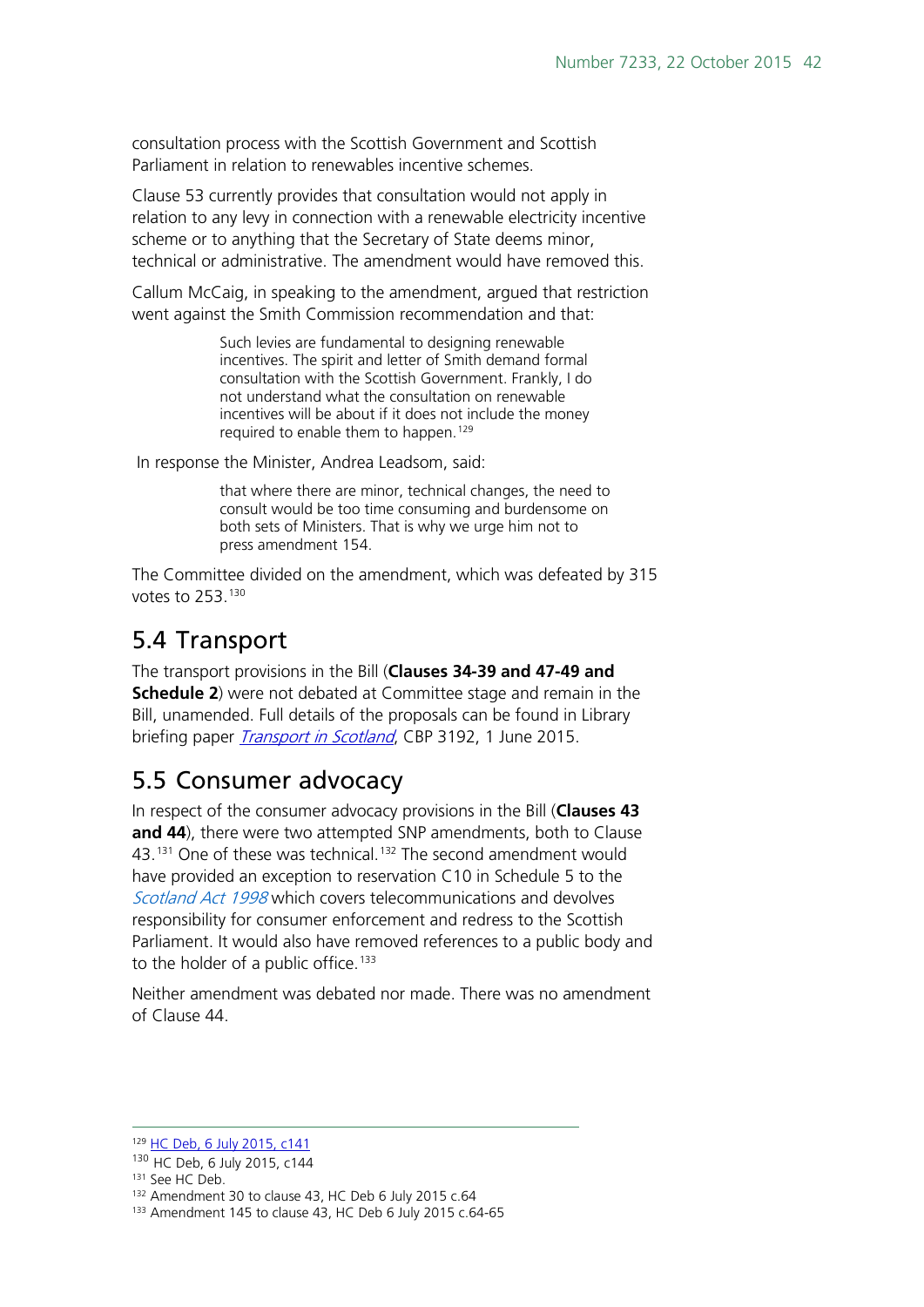consultation process with the Scottish Government and Scottish Parliament in relation to renewables incentive schemes.

Clause 53 currently provides that consultation would not apply in relation to any levy in connection with a renewable electricity incentive scheme or to anything that the Secretary of State deems minor, technical or administrative. The amendment would have removed this.

Callum McCaig, in speaking to the amendment, argued that restriction went against the Smith Commission recommendation and that:

> Such levies are fundamental to designing renewable incentives. The spirit and letter of Smith demand formal consultation with the Scottish Government. Frankly, I do not understand what the consultation on renewable incentives will be about if it does not include the money required to enable them to happen.[129]

In response the Minister, Andrea Leadsom, said:

> that where there are minor, technical changes, the need to consult would be too time consuming and burdensome on both sets of Ministers. That is why we urge him not to press amendment 154.

The Committee divided on the amendment, which was defeated by 315 votes to 253.[130]

## 5.4 Transport

The transport provisions in the Bill (**Clauses 34-39 and 47-49 and Schedule 2**) were not debated at Committee stage and remain in the Bill, unamended. Full details of the proposals can be found in Library briefing paper *Transport in Scotland*, CBP 3192, 1 June 2015.

## 5.5 Consumer advocacy

In respect of the consumer advocacy provisions in the Bill (**Clauses 43 and 44**), there were two attempted SNP amendments, both to Clause 43.[131] One of these was technical.[132] The second amendment would have provided an exception to reservation C10 in Schedule 5 to the *Scotland Act 1998* which covers telecommunications and devolves responsibility for consumer enforcement and redress to the Scottish Parliament. It would also have removed references to a public body and to the holder of a public office.[133]

Neither amendment was debated nor made. There was no amendment of Clause 44.

---

[129] HC Deb, 6 July 2015, c141

[130] HC Deb, 6 July 2015, c144

[131] See HC Deb.

[132] Amendment 30 to clause 43, HC Deb 6 July 2015 c.64

[133] Amendment 145 to clause 43, HC Deb 6 July 2015 c.64-65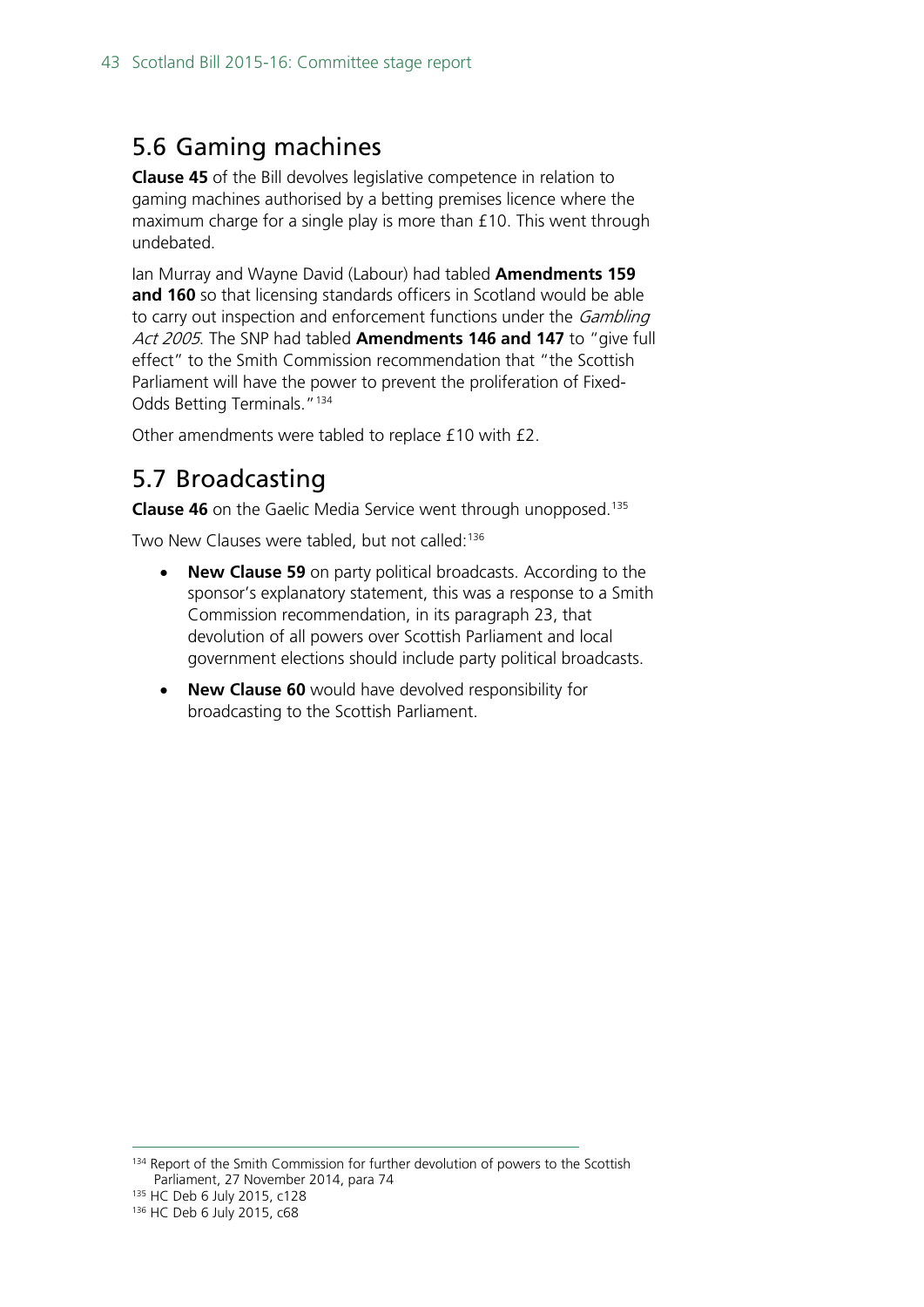## 5.6 Gaming machines

**Clause 45** of the Bill devolves legislative competence in relation to gaming machines authorised by a betting premises licence where the maximum charge for a single play is more than £10. This went through undebated.

Ian Murray and Wayne David (Labour) had tabled **Amendments 159 and 160** so that licensing standards officers in Scotland would be able to carry out inspection and enforcement functions under the *Gambling Act 2005*. The SNP had tabled **Amendments 146 and 147** to "give full effect" to the Smith Commission recommendation that "the Scottish Parliament will have the power to prevent the proliferation of Fixed-Odds Betting Terminals."[134]

Other amendments were tabled to replace £10 with £2.

## 5.7 Broadcasting

**Clause 46** on the Gaelic Media Service went through unopposed.[135]

Two New Clauses were tabled, but not called:[136]

- **New Clause 59** on party political broadcasts. According to the sponsor's explanatory statement, this was a response to a Smith Commission recommendation, in its paragraph 23, that devolution of all powers over Scottish Parliament and local government elections should include party political broadcasts.
- **New Clause 60** would have devolved responsibility for broadcasting to the Scottish Parliament.

---

[134] Report of the Smith Commission for further devolution of powers to the Scottish Parliament, 27 November 2014, para 74

[135] HC Deb 6 July 2015, c128

[136] HC Deb 6 July 2015, c68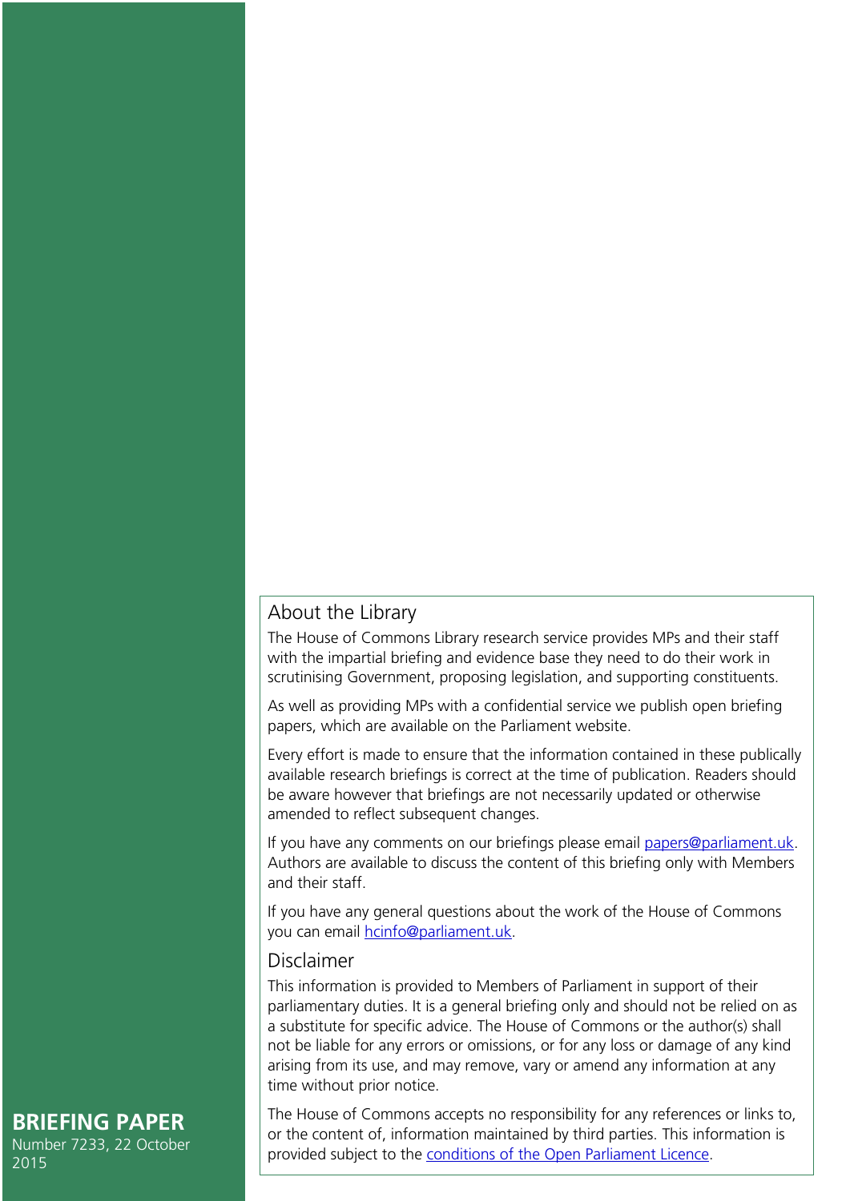## About the Library

The House of Commons Library research service provides MPs and their staff with the impartial briefing and evidence base they need to do their work in scrutinising Government, proposing legislation, and supporting constituents.

As well as providing MPs with a confidential service we publish open briefing papers, which are available on the Parliament website.

Every effort is made to ensure that the information contained in these publically available research briefings is correct at the time of publication. Readers should be aware however that briefings are not necessarily updated or otherwise amended to reflect subsequent changes.

If you have any comments on our briefings please email papers@parliament.uk. Authors are available to discuss the content of this briefing only with Members and their staff.

If you have any general questions about the work of the House of Commons you can email hcinfo@parliament.uk.

## Disclaimer

This information is provided to Members of Parliament in support of their parliamentary duties. It is a general briefing only and should not be relied on as a substitute for specific advice. The House of Commons or the author(s) shall not be liable for any errors or omissions, or for any loss or damage of any kind arising from its use, and may remove, vary or amend any information at any time without prior notice.

The House of Commons accepts no responsibility for any references or links to, or the content of, information maintained by third parties. This information is provided subject to the conditions of the Open Parliament Licence.

**BRIEFING PAPER**
Number 7233, 22 October 2015